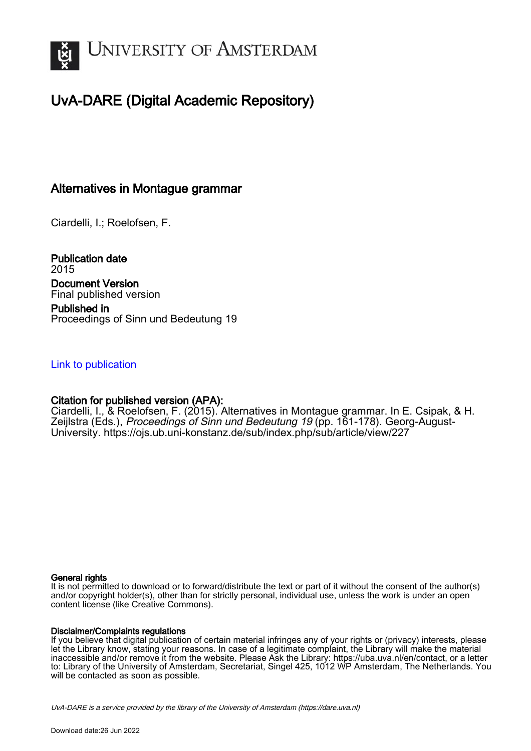# UvA-DARE (Digital Academic Repository)

## Alternatives in Montague grammar

Ciardelli, I.; Roelofsen, F.

**Publication date**
2015

**Document Version**
Final published version

**Published in**
Proceedings of Sinn und Bedeutung 19

Link to publication

**Citation for published version (APA):**
Ciardelli, I., & Roelofsen, F. (2015). Alternatives in Montague grammar. In E. Csipak, & H. Zeijlstra (Eds.), *Proceedings of Sinn und Bedeutung 19* (pp. 161-178). Georg-August-University. https://ojs.ub.uni-konstanz.de/sub/index.php/sub/article/view/227

**General rights**
It is not permitted to download or to forward/distribute the text or part of it without the consent of the author(s) and/or copyright holder(s), other than for strictly personal, individual use, unless the work is under an open content license (like Creative Commons).

**Disclaimer/Complaints regulations**
If you believe that digital publication of certain material infringes any of your rights or (privacy) interests, please let the Library know, stating your reasons. In case of a legitimate complaint, the Library will make the material inaccessible and/or remove it from the website. Please Ask the Library: https://uba.uva.nl/en/contact, or a letter to: Library of the University of Amsterdam, Secretariat, Singel 425, 1012 WP Amsterdam, The Netherlands. You will be contacted as soon as possible.

UvA-DARE is a service provided by the library of the University of Amsterdam (https://dare.uva.nl)

Download date:26 Jun 2022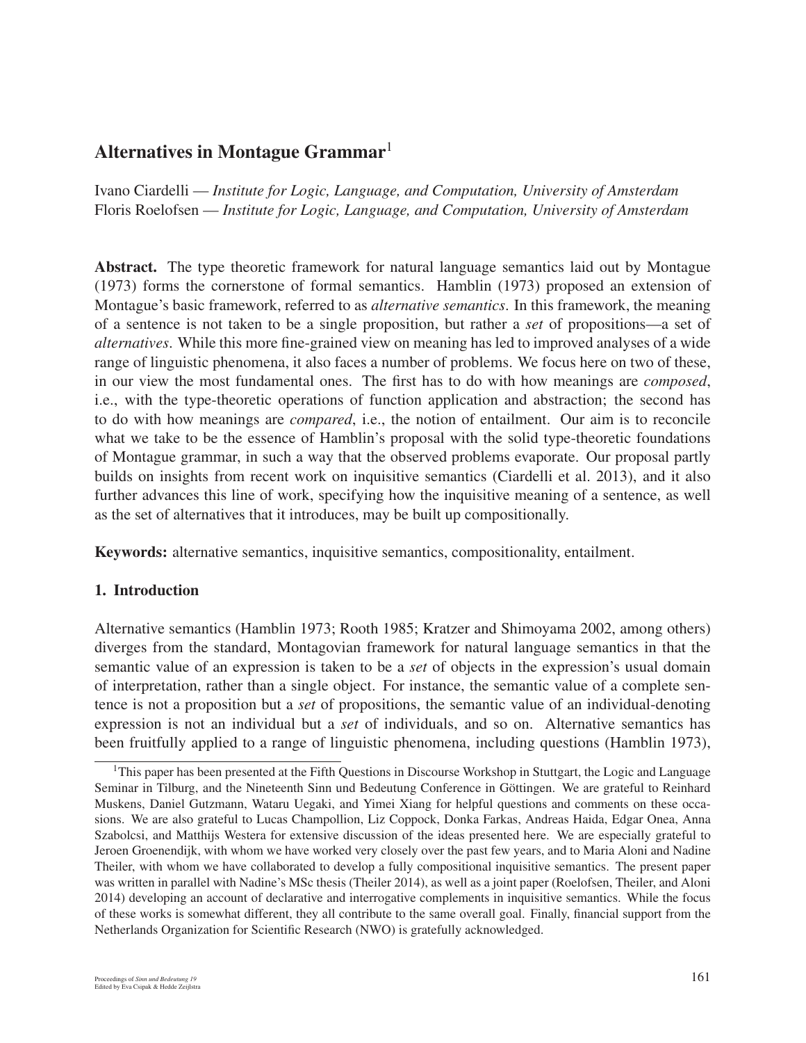# Alternatives in Montague Grammar[1]

Ivano Ciardelli — *Institute for Logic, Language, and Computation, University of Amsterdam*
Floris Roelofsen — *Institute for Logic, Language, and Computation, University of Amsterdam*

**Abstract.** The type theoretic framework for natural language semantics laid out by Montague (1973) forms the cornerstone of formal semantics. Hamblin (1973) proposed an extension of Montague's basic framework, referred to as *alternative semantics*. In this framework, the meaning of a sentence is not taken to be a single proposition, but rather a *set* of propositions—a set of *alternatives*. While this more fine-grained view on meaning has led to improved analyses of a wide range of linguistic phenomena, it also faces a number of problems. We focus here on two of these, in our view the most fundamental ones. The first has to do with how meanings are *composed*, i.e., with the type-theoretic operations of function application and abstraction; the second has to do with how meanings are *compared*, i.e., the notion of entailment. Our aim is to reconcile what we take to be the essence of Hamblin's proposal with the solid type-theoretic foundations of Montague grammar, in such a way that the observed problems evaporate. Our proposal partly builds on insights from recent work on inquisitive semantics (Ciardelli et al. 2013), and it also further advances this line of work, specifying how the inquisitive meaning of a sentence, as well as the set of alternatives that it introduces, may be built up compositionally.

**Keywords:** alternative semantics, inquisitive semantics, compositionality, entailment.

## 1. Introduction

Alternative semantics (Hamblin 1973; Rooth 1985; Kratzer and Shimoyama 2002, among others) diverges from the standard, Montagovian framework for natural language semantics in that the semantic value of an expression is taken to be a *set* of objects in the expression's usual domain of interpretation, rather than a single object. For instance, the semantic value of a complete sentence is not a proposition but a *set* of propositions, the semantic value of an individual-denoting expression is not an individual but a *set* of individuals, and so on. Alternative semantics has been fruitfully applied to a range of linguistic phenomena, including questions (Hamblin 1973),

[1] This paper has been presented at the Fifth Questions in Discourse Workshop in Stuttgart, the Logic and Language Seminar in Tilburg, and the Nineteenth Sinn und Bedeutung Conference in Göttingen. We are grateful to Reinhard Muskens, Daniel Gutzmann, Wataru Uegaki, and Yimei Xiang for helpful questions and comments on these occasions. We are also grateful to Lucas Champollion, Liz Coppock, Donka Farkas, Andreas Haida, Edgar Onea, Anna Szabolcsi, and Matthijs Westera for extensive discussion of the ideas presented here. We are especially grateful to Jeroen Groenendijk, with whom we have worked very closely over the past few years, and to Maria Aloni and Nadine Theiler, with whom we have collaborated to develop a fully compositional inquisitive semantics. The present paper was written in parallel with Nadine's MSc thesis (Theiler 2014), as well as a joint paper (Roelofsen, Theiler, and Aloni 2014) developing an account of declarative and interrogative complements in inquisitive semantics. While the focus of these works is somewhat different, they all contribute to the same overall goal. Finally, financial support from the Netherlands Organization for Scientific Research (NWO) is gratefully acknowledged.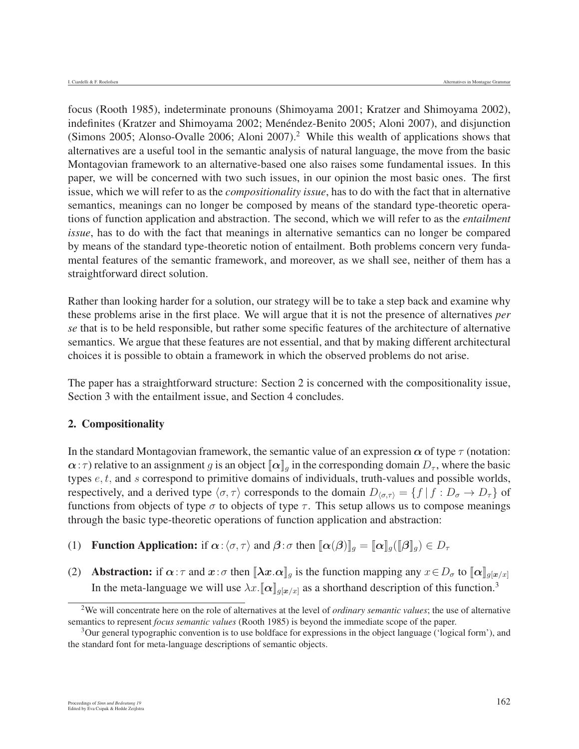focus (Rooth 1985), indeterminate pronouns (Shimoyama 2001; Kratzer and Shimoyama 2002), indefinites (Kratzer and Shimoyama 2002; Menéndez-Benito 2005; Aloni 2007), and disjunction (Simons 2005; Alonso-Ovalle 2006; Aloni 2007).[2] While this wealth of applications shows that alternatives are a useful tool in the semantic analysis of natural language, the move from the basic Montagovian framework to an alternative-based one also raises some fundamental issues. In this paper, we will be concerned with two such issues, in our opinion the most basic ones. The first issue, which we will refer to as the *compositionality issue*, has to do with the fact that in alternative semantics, meanings can no longer be composed by means of the standard type-theoretic operations of function application and abstraction. The second, which we will refer to as the *entailment issue*, has to do with the fact that meanings in alternative semantics can no longer be compared by means of the standard type-theoretic notion of entailment. Both problems concern very fundamental features of the semantic framework, and moreover, as we shall see, neither of them has a straightforward direct solution.

Rather than looking harder for a solution, our strategy will be to take a step back and examine why these problems arise in the first place. We will argue that it is not the presence of alternatives *per se* that is to be held responsible, but rather some specific features of the architecture of alternative semantics. We argue that these features are not essential, and that by making different architectural choices it is possible to obtain a framework in which the observed problems do not arise.

The paper has a straightforward structure: Section 2 is concerned with the compositionality issue, Section 3 with the entailment issue, and Section 4 concludes.

## 2. Compositionality

In the standard Montagovian framework, the semantic value of an expression $\boldsymbol{\alpha}$ of type $\tau$ (notation: $\boldsymbol{\alpha}:\tau$) relative to an assignment $g$ is an object $[\![\boldsymbol{\alpha}]\!]_g$ in the corresponding domain $D_\tau$, where the basic types $e, t,$ and $s$ correspond to primitive domains of individuals, truth-values and possible worlds, respectively, and a derived type $\langle\sigma,\tau\rangle$ corresponds to the domain $D_{\langle\sigma,\tau\rangle} = \{f \mid f : D_\sigma \to D_\tau\}$ of functions from objects of type $\sigma$ to objects of type $\tau$. This setup allows us to compose meanings through the basic type-theoretic operations of function application and abstraction:

(1) **Function Application:** if $\boldsymbol{\alpha}:\langle\sigma,\tau\rangle$ and $\boldsymbol{\beta}:\sigma$ then $[\![\boldsymbol{\alpha}(\boldsymbol{\beta})]\!]_g = [\![\boldsymbol{\alpha}]\!]_g([\![\boldsymbol{\beta}]\!]_g) \in D_\tau$

(2) **Abstraction:** if $\boldsymbol{\alpha}:\tau$ and $\boldsymbol{x}:\sigma$ then $[\![\boldsymbol{\lambda x}.\boldsymbol{\alpha}]\!]_g$ is the function mapping any $x \in D_\sigma$ to $[\![\boldsymbol{\alpha}]\!]_{g[\boldsymbol{x}/x]}$
In the meta-language we will use $\lambda x.[\![\boldsymbol{\alpha}]\!]_{g[\boldsymbol{x}/x]}$ as a shorthand description of this function.[3]

[2] We will concentrate here on the role of alternatives at the level of *ordinary semantic values*; the use of alternative semantics to represent *focus semantic values* (Rooth 1985) is beyond the immediate scope of the paper.

[3] Our general typographic convention is to use boldface for expressions in the object language ('logical form'), and the standard font for meta-language descriptions of semantic objects.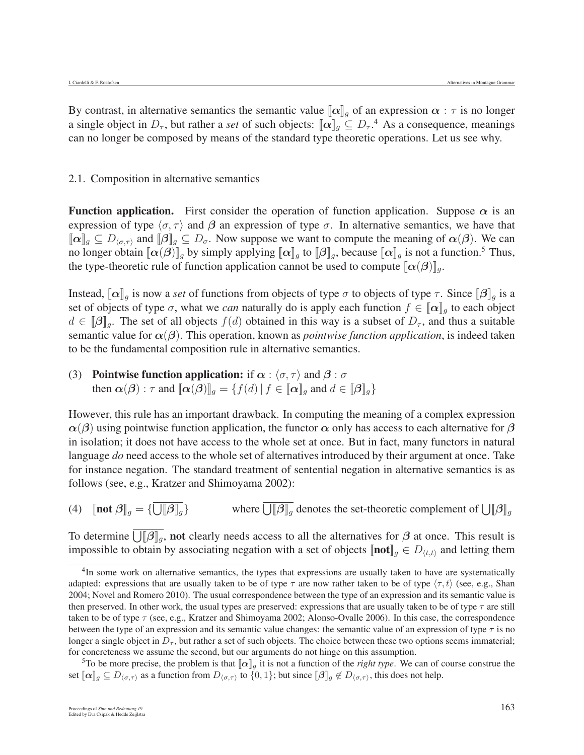By contrast, in alternative semantics the semantic value $[\![\boldsymbol{\alpha}]\!]_g$ of an expression $\boldsymbol{\alpha} : \tau$ is no longer a single object in $D_\tau$, but rather a *set* of such objects: $[\![\boldsymbol{\alpha}]\!]_g \subseteq D_\tau$.[4] As a consequence, meanings can no longer be composed by means of the standard type theoretic operations. Let us see why.

## 2.1. Composition in alternative semantics

**Function application.** First consider the operation of function application. Suppose $\boldsymbol{\alpha}$ is an expression of type $\langle\sigma,\tau\rangle$ and $\boldsymbol{\beta}$ an expression of type $\sigma$. In alternative semantics, we have that $[\![\boldsymbol{\alpha}]\!]_g \subseteq D_{\langle\sigma,\tau\rangle}$ and $[\![\boldsymbol{\beta}]\!]_g \subseteq D_\sigma$. Now suppose we want to compute the meaning of $\boldsymbol{\alpha}(\boldsymbol{\beta})$. We can no longer obtain $[\![\boldsymbol{\alpha}(\boldsymbol{\beta})]\!]_g$ by simply applying $[\![\boldsymbol{\alpha}]\!]_g$ to $[\![\boldsymbol{\beta}]\!]_g$, because $[\![\boldsymbol{\alpha}]\!]_g$ is not a function.[5] Thus, the type-theoretic rule of function application cannot be used to compute $[\![\boldsymbol{\alpha}(\boldsymbol{\beta})]\!]_g$.

Instead, $[\![\boldsymbol{\alpha}]\!]_g$ is now a *set* of functions from objects of type $\sigma$ to objects of type $\tau$. Since $[\![\boldsymbol{\beta}]\!]_g$ is a set of objects of type $\sigma$, what we *can* naturally do is apply each function $f \in [\![\boldsymbol{\alpha}]\!]_g$ to each object $d \in [\![\boldsymbol{\beta}]\!]_g$. The set of all objects $f(d)$ obtained in this way is a subset of $D_\tau$, and thus a suitable semantic value for $\boldsymbol{\alpha}(\boldsymbol{\beta})$. This operation, known as *pointwise function application*, is indeed taken to be the fundamental composition rule in alternative semantics.

(3) **Pointwise function application:** if $\boldsymbol{\alpha} : \langle\sigma,\tau\rangle$ and $\boldsymbol{\beta} : \sigma$
then $\boldsymbol{\alpha}(\boldsymbol{\beta}) : \tau$ and $[\![\boldsymbol{\alpha}(\boldsymbol{\beta})]\!]_g = \{f(d) \mid f \in [\![\boldsymbol{\alpha}]\!]_g \text{ and } d \in [\![\boldsymbol{\beta}]\!]_g\}$

However, this rule has an important drawback. In computing the meaning of a complex expression $\boldsymbol{\alpha}(\boldsymbol{\beta})$ using pointwise function application, the functor $\boldsymbol{\alpha}$ only has access to each alternative for $\boldsymbol{\beta}$ in isolation; it does not have access to the whole set at once. But in fact, many functors in natural language *do* need access to the whole set of alternatives introduced by their argument at once. Take for instance negation. The standard treatment of sentential negation in alternative semantics is as follows (see, e.g., Kratzer and Shimoyama 2002):

(4) $[\![\textbf{not}\ \boldsymbol{\beta}]\!]_g = \{\overline{\bigcup[\![\boldsymbol{\beta}]\!]_g}\}$ where $\overline{\bigcup[\![\boldsymbol{\beta}]\!]_g}$ denotes the set-theoretic complement of $\bigcup[\![\boldsymbol{\beta}]\!]_g$

To determine $\overline{\bigcup[\![\boldsymbol{\beta}]\!]_g}$, **not** clearly needs access to all the alternatives for $\boldsymbol{\beta}$ at once. This result is impossible to obtain by associating negation with a set of objects $[\![\textbf{not}]\!]_g \in D_{\langle t,t\rangle}$ and letting them

[4] In some work on alternative semantics, the types that expressions are usually taken to have are systematically adapted: expressions that are usually taken to be of type $\tau$ are now rather taken to be of type $\langle\tau,t\rangle$ (see, e.g., Shan 2004; Novel and Romero 2010). The usual correspondence between the type of an expression and its semantic value is then preserved. In other work, the usual types are preserved: expressions that are usually taken to be of type $\tau$ are still taken to be of type $\tau$ (see, e.g., Kratzer and Shimoyama 2002; Alonso-Ovalle 2006). In this case, the correspondence between the type of an expression and its semantic value changes: the semantic value of an expression of type $\tau$ is no longer a single object in $D_\tau$, but rather a set of such objects. The choice between these two options seems immaterial; for concreteness we assume the second, but our arguments do not hinge on this assumption.

[5] To be more precise, the problem is that $[\![\boldsymbol{\alpha}]\!]_g$ it is not a function of the *right type*. We can of course construe the set $[\![\boldsymbol{\alpha}]\!]_g \subseteq D_{\langle\sigma,\tau\rangle}$ as a function from $D_{\langle\sigma,\tau\rangle}$ to $\{0,1\}$; but since $[\![\boldsymbol{\beta}]\!]_g \notin D_{\langle\sigma,\tau\rangle}$, this does not help.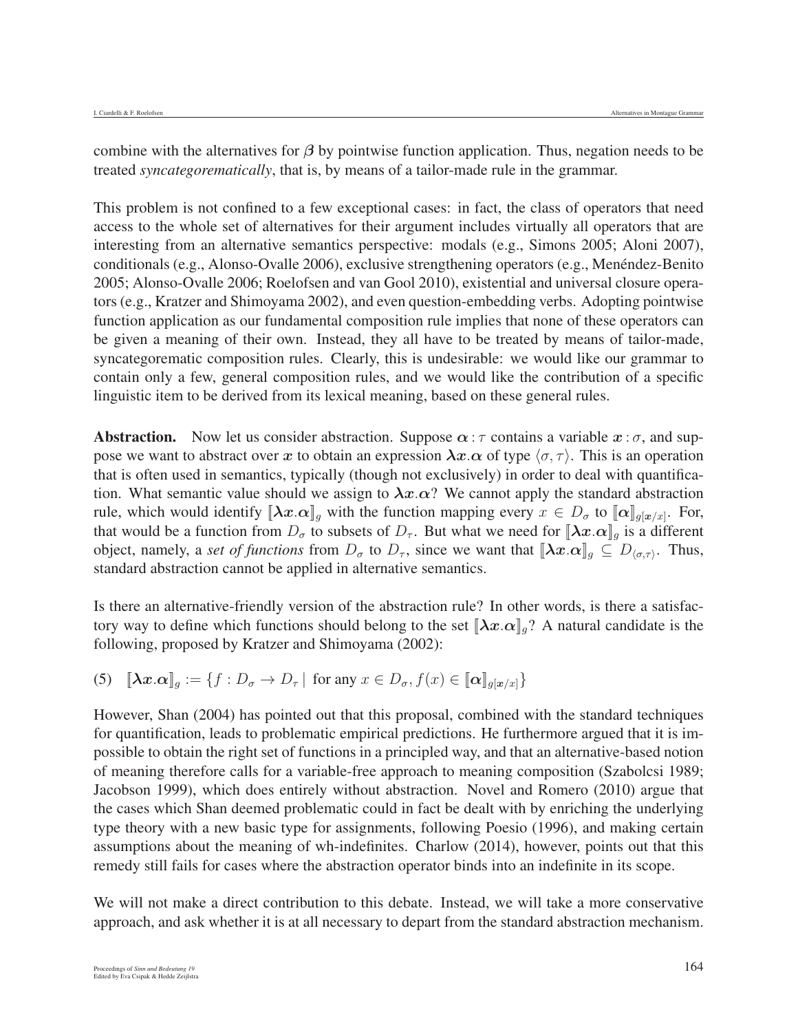combine with the alternatives for $\boldsymbol{\beta}$ by pointwise function application. Thus, negation needs to be treated *syncategorematically*, that is, by means of a tailor-made rule in the grammar.

This problem is not confined to a few exceptional cases: in fact, the class of operators that need access to the whole set of alternatives for their argument includes virtually all operators that are interesting from an alternative semantics perspective: modals (e.g., Simons 2005; Aloni 2007), conditionals (e.g., Alonso-Ovalle 2006), exclusive strengthening operators (e.g., Menéndez-Benito 2005; Alonso-Ovalle 2006; Roelofsen and van Gool 2010), existential and universal closure operators (e.g., Kratzer and Shimoyama 2002), and even question-embedding verbs. Adopting pointwise function application as our fundamental composition rule implies that none of these operators can be given a meaning of their own. Instead, they all have to be treated by means of tailor-made, syncategorematic composition rules. Clearly, this is undesirable: we would like our grammar to contain only a few, general composition rules, and we would like the contribution of a specific linguistic item to be derived from its lexical meaning, based on these general rules.

**Abstraction.** Now let us consider abstraction. Suppose $\boldsymbol{\alpha} : \tau$ contains a variable $\boldsymbol{x} : \sigma$, and suppose we want to abstract over $\boldsymbol{x}$ to obtain an expression $\boldsymbol{\lambda x. \alpha}$ of type $\langle \sigma, \tau \rangle$. This is an operation that is often used in semantics, typically (though not exclusively) in order to deal with quantification. What semantic value should we assign to $\boldsymbol{\lambda x. \alpha}$? We cannot apply the standard abstraction rule, which would identify $[\![\boldsymbol{\lambda x. \alpha}]\!]_g$ with the function mapping every $x \in D_\sigma$ to $[\![\boldsymbol{\alpha}]\!]_{g[\boldsymbol{x}/x]}$. For, that would be a function from $D_\sigma$ to subsets of $D_\tau$. But what we need for $[\![\boldsymbol{\lambda x. \alpha}]\!]_g$ is a different object, namely, a *set of functions* from $D_\sigma$ to $D_\tau$, since we want that $[\![\boldsymbol{\lambda x. \alpha}]\!]_g \subseteq D_{\langle \sigma, \tau \rangle}$. Thus, standard abstraction cannot be applied in alternative semantics.

Is there an alternative-friendly version of the abstraction rule? In other words, is there a satisfactory way to define which functions should belong to the set $[\![\boldsymbol{\lambda x. \alpha}]\!]_g$? A natural candidate is the following, proposed by Kratzer and Shimoyama (2002):

(5) $[\![\boldsymbol{\lambda x. \alpha}]\!]_g := \{ f : D_\sigma \to D_\tau \mid \text{ for any } x \in D_\sigma, f(x) \in [\![\boldsymbol{\alpha}]\!]_{g[\boldsymbol{x}/x]} \}$

However, Shan (2004) has pointed out that this proposal, combined with the standard techniques for quantification, leads to problematic empirical predictions. He furthermore argued that it is impossible to obtain the right set of functions in a principled way, and that an alternative-based notion of meaning therefore calls for a variable-free approach to meaning composition (Szabolcsi 1989; Jacobson 1999), which does entirely without abstraction. Novel and Romero (2010) argue that the cases which Shan deemed problematic could in fact be dealt with by enriching the underlying type theory with a new basic type for assignments, following Poesio (1996), and making certain assumptions about the meaning of wh-indefinites. Charlow (2014), however, points out that this remedy still fails for cases where the abstraction operator binds into an indefinite in its scope.

We will not make a direct contribution to this debate. Instead, we will take a more conservative approach, and ask whether it is at all necessary to depart from the standard abstraction mechanism.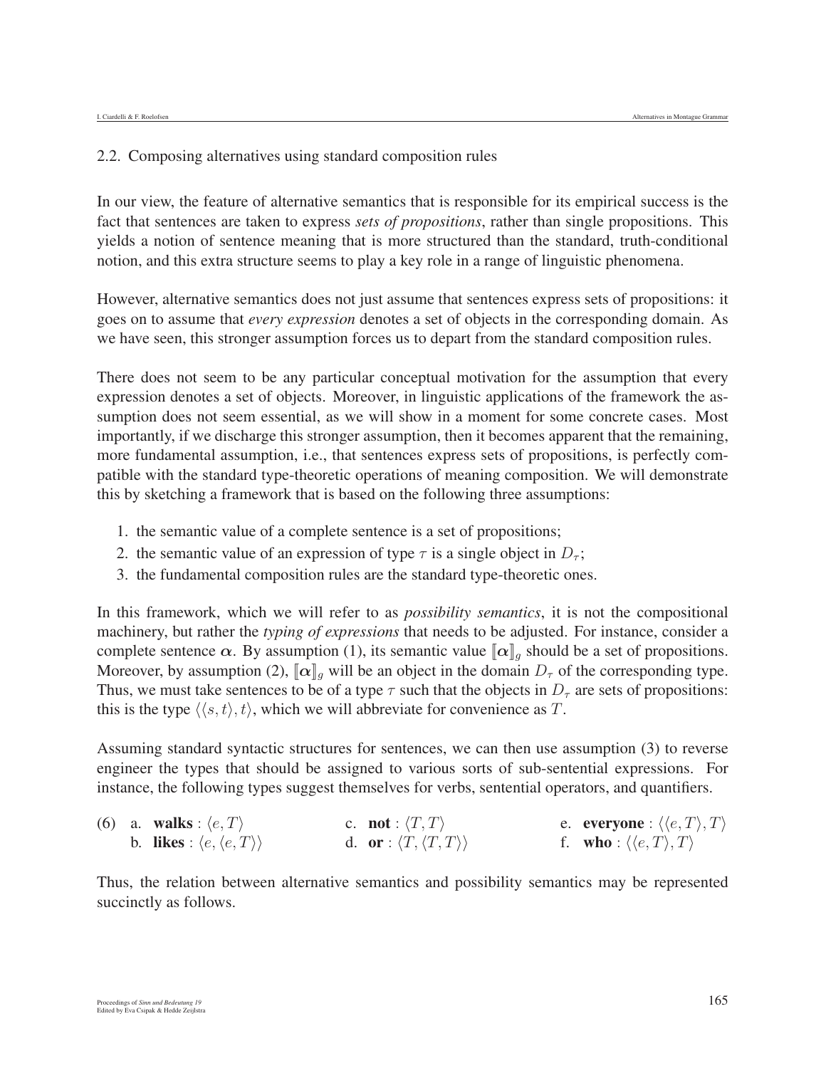### 2.2. Composing alternatives using standard composition rules

In our view, the feature of alternative semantics that is responsible for its empirical success is the fact that sentences are taken to express *sets of propositions*, rather than single propositions. This yields a notion of sentence meaning that is more structured than the standard, truth-conditional notion, and this extra structure seems to play a key role in a range of linguistic phenomena.

However, alternative semantics does not just assume that sentences express sets of propositions: it goes on to assume that *every expression* denotes a set of objects in the corresponding domain. As we have seen, this stronger assumption forces us to depart from the standard composition rules.

There does not seem to be any particular conceptual motivation for the assumption that every expression denotes a set of objects. Moreover, in linguistic applications of the framework the assumption does not seem essential, as we will show in a moment for some concrete cases. Most importantly, if we discharge this stronger assumption, then it becomes apparent that the remaining, more fundamental assumption, i.e., that sentences express sets of propositions, is perfectly compatible with the standard type-theoretic operations of meaning composition. We will demonstrate this by sketching a framework that is based on the following three assumptions:

1. the semantic value of a complete sentence is a set of propositions;
2. the semantic value of an expression of type $\tau$ is a single object in $D_\tau$;
3. the fundamental composition rules are the standard type-theoretic ones.

In this framework, which we will refer to as *possibility semantics*, it is not the compositional machinery, but rather the *typing of expressions* that needs to be adjusted. For instance, consider a complete sentence $\boldsymbol{\alpha}$. By assumption (1), its semantic value $[\![\boldsymbol{\alpha}]\!]_g$ should be a set of propositions. Moreover, by assumption (2), $[\![\boldsymbol{\alpha}]\!]_g$ will be an object in the domain $D_\tau$ of the corresponding type. Thus, we must take sentences to be of a type $\tau$ such that the objects in $D_\tau$ are sets of propositions: this is the type $\langle\langle s,t\rangle,t\rangle$, which we will abbreviate for convenience as $T$.

Assuming standard syntactic structures for sentences, we can then use assumption (3) to reverse engineer the types that should be assigned to various sorts of sub-sentential expressions. For instance, the following types suggest themselves for verbs, sentential operators, and quantifiers.

(6) a. **walks** : $\langle e,T\rangle$
b. **likes** : $\langle e,\langle e,T\rangle\rangle$
c. **not** : $\langle T,T\rangle$
d. **or** : $\langle T,\langle T,T\rangle\rangle$
e. **everyone** : $\langle\langle e,T\rangle,T\rangle$
f. **who** : $\langle\langle e,T\rangle,T\rangle$

Thus, the relation between alternative semantics and possibility semantics may be represented succinctly as follows.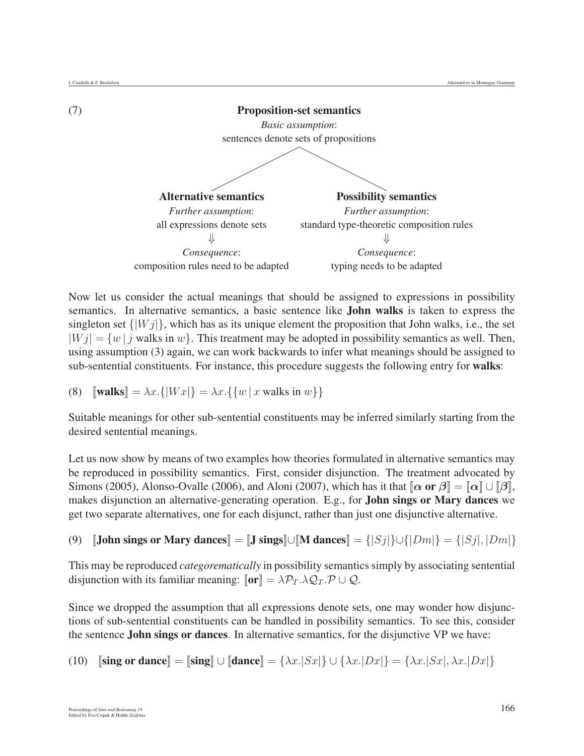(7)

**Proposition-set semantics**

*Basic assumption*:
sentences denote sets of propositions

**Alternative semantics**
*Further assumption*:
all expressions denote sets
⇓
*Consequence*:
composition rules need to be adapted

**Possibility semantics**
*Further assumption*:
standard type-theoretic composition rules
⇓
*Consequence*:
typing needs to be adapted

Now let us consider the actual meanings that should be assigned to expressions in possibility semantics. In alternative semantics, a basic sentence like **John walks** is taken to express the singleton set $\{|Wj|\}$, which has as its unique element the proposition that John walks, i.e., the set $|Wj| = \{w \mid j \text{ walks in } w\}$. This treatment may be adopted in possibility semantics as well. Then, using assumption (3) again, we can work backwards to infer what meanings should be assigned to sub-sentential constituents. For instance, this procedure suggests the following entry for **walks**:

(8) $[\![\textbf{walks}]\!] = \lambda x.\{|Wx|\} = \lambda x.\{\{w \mid x \text{ walks in } w\}\}$

Suitable meanings for other sub-sentential constituents may be inferred similarly starting from the desired sentential meanings.

Let us now show by means of two examples how theories formulated in alternative semantics may be reproduced in possibility semantics. First, consider disjunction. The treatment advocated by Simons (2005), Alonso-Ovalle (2006), and Aloni (2007), which has it that $[\![\boldsymbol{\alpha} \textbf{ or } \boldsymbol{\beta}]\!] = [\![\boldsymbol{\alpha}]\!] \cup [\![\boldsymbol{\beta}]\!]$, makes disjunction an alternative-generating operation. E.g., for **John sings or Mary dances** we get two separate alternatives, one for each disjunct, rather than just one disjunctive alternative.

(9) $[\![\textbf{John sings or Mary dances}]\!] = [\![\textbf{J sings}]\!] \cup [\![\textbf{M dances}]\!] = \{|Sj|\} \cup \{|Dm|\} = \{|Sj|, |Dm|\}$

This may be reproduced *categorematically* in possibility semantics simply by associating sentential disjunction with its familiar meaning: $[\![\textbf{or}]\!] = \lambda \mathcal{P}_T.\lambda \mathcal{Q}_T.\mathcal{P} \cup \mathcal{Q}$.

Since we dropped the assumption that all expressions denote sets, one may wonder how disjunctions of sub-sentential constituents can be handled in possibility semantics. To see this, consider the sentence **John sings or dances**. In alternative semantics, for the disjunctive VP we have:

(10) $[\![\textbf{sing or dance}]\!] = [\![\textbf{sing}]\!] \cup [\![\textbf{dance}]\!] = \{\lambda x.|Sx|\} \cup \{\lambda x.|Dx|\} = \{\lambda x.|Sx|, \lambda x.|Dx|\}$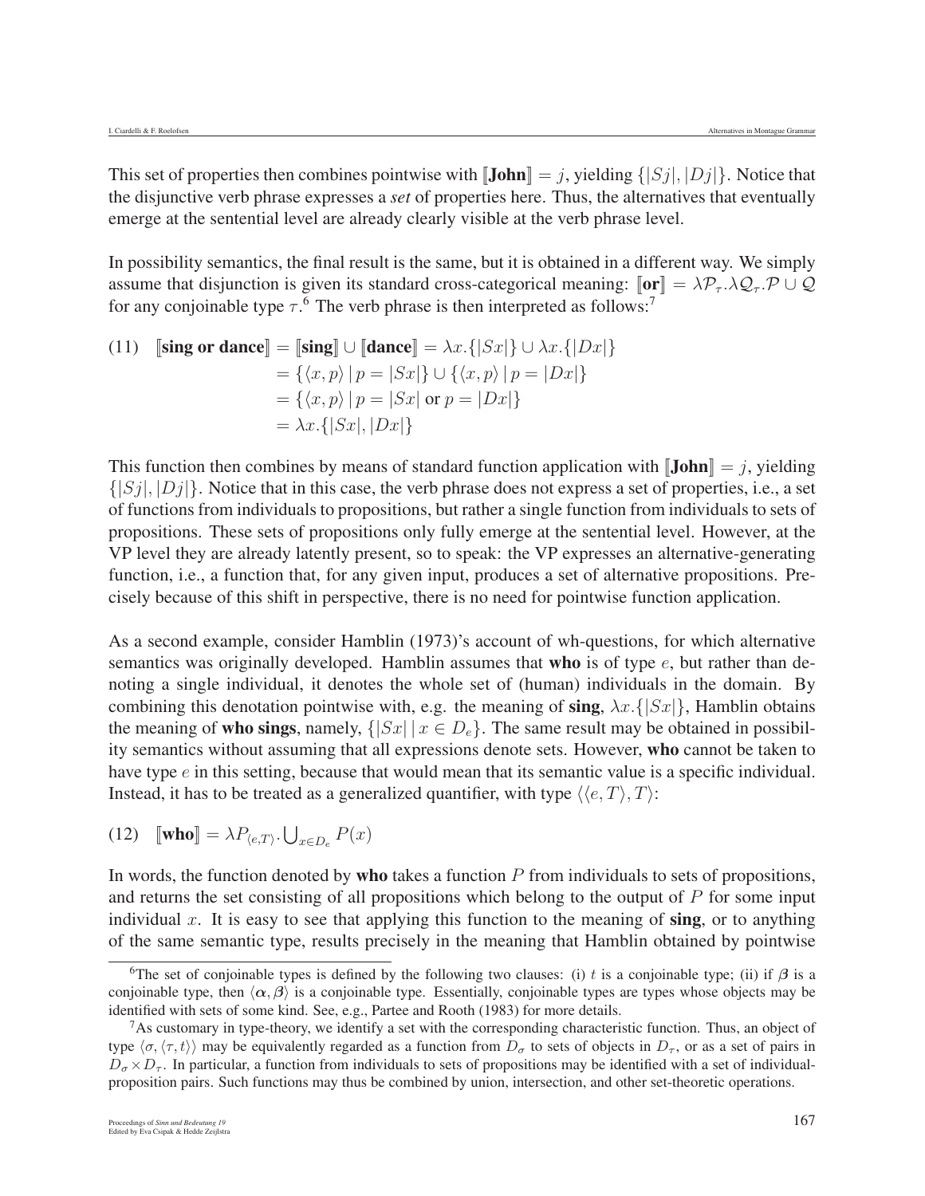This set of properties then combines pointwise with $[\![\textbf{John}]\!] = j$, yielding $\{|Sj|, |Dj|\}$. Notice that the disjunctive verb phrase expresses a *set* of properties here. Thus, the alternatives that eventually emerge at the sentential level are already clearly visible at the verb phrase level.

In possibility semantics, the final result is the same, but it is obtained in a different way. We simply assume that disjunction is given its standard cross-categorical meaning: $[\![\textbf{or}]\!] = \lambda \mathcal{P}_\tau.\lambda \mathcal{Q}_\tau.\mathcal{P} \cup \mathcal{Q}$ for any conjoinable type $\tau$.[6] The verb phrase is then interpreted as follows:[7]

(11) 
$$
\begin{aligned}
[\![\textbf{sing or dance}]\!] &= [\![\textbf{sing}]\!] \cup [\![\textbf{dance}]\!] = \lambda x.\{|Sx|\} \cup \lambda x.\{|Dx|\} \\
&= \{\langle x, p\rangle \mid p = |Sx|\} \cup \{\langle x, p\rangle \mid p = |Dx|\} \\
&= \{\langle x, p\rangle \mid p = |Sx| \text{ or } p = |Dx|\} \\
&= \lambda x.\{|Sx|, |Dx|\}
\end{aligned}
$$

This function then combines by means of standard function application with $[\![\textbf{John}]\!] = j$, yielding $\{|Sj|, |Dj|\}$. Notice that in this case, the verb phrase does not express a set of properties, i.e., a set of functions from individuals to propositions, but rather a single function from individuals to sets of propositions. These sets of propositions only fully emerge at the sentential level. However, at the VP level they are already latently present, so to speak: the VP expresses an alternative-generating function, i.e., a function that, for any given input, produces a set of alternative propositions. Precisely because of this shift in perspective, there is no need for pointwise function application.

As a second example, consider Hamblin (1973)'s account of wh-questions, for which alternative semantics was originally developed. Hamblin assumes that **who** is of type $e$, but rather than denoting a single individual, it denotes the whole set of (human) individuals in the domain. By combining this denotation pointwise with, e.g. the meaning of **sing**, $\lambda x.\{|Sx|\}$, Hamblin obtains the meaning of **who sings**, namely, $\{|Sx| \mid x \in D_e\}$. The same result may be obtained in possibility semantics without assuming that all expressions denote sets. However, **who** cannot be taken to have type $e$ in this setting, because that would mean that its semantic value is a specific individual. Instead, it has to be treated as a generalized quantifier, with type $\langle\langle e, T\rangle, T\rangle$:

(12) $[\![\textbf{who}]\!] = \lambda P_{\langle e,T\rangle}.\bigcup_{x \in D_e} P(x)$

In words, the function denoted by **who** takes a function $P$ from individuals to sets of propositions, and returns the set consisting of all propositions which belong to the output of $P$ for some input individual $x$. It is easy to see that applying this function to the meaning of **sing**, or to anything of the same semantic type, results precisely in the meaning that Hamblin obtained by pointwise

---

[6] The set of conjoinable types is defined by the following two clauses: (i) $t$ is a conjoinable type; (ii) if $\beta$ is a conjoinable type, then $\langle \alpha, \beta\rangle$ is a conjoinable type. Essentially, conjoinable types are types whose objects may be identified with sets of some kind. See, e.g., Partee and Rooth (1983) for more details.

[7] As customary in type-theory, we identify a set with the corresponding characteristic function. Thus, an object of type $\langle \sigma, \langle \tau, t\rangle\rangle$ may be equivalently regarded as a function from $D_\sigma$ to sets of objects in $D_\tau$, or as a set of pairs in $D_\sigma \times D_\tau$. In particular, a function from individuals to sets of propositions may be identified with a set of individual-proposition pairs. Such functions may thus be combined by union, intersection, and other set-theoretic operations.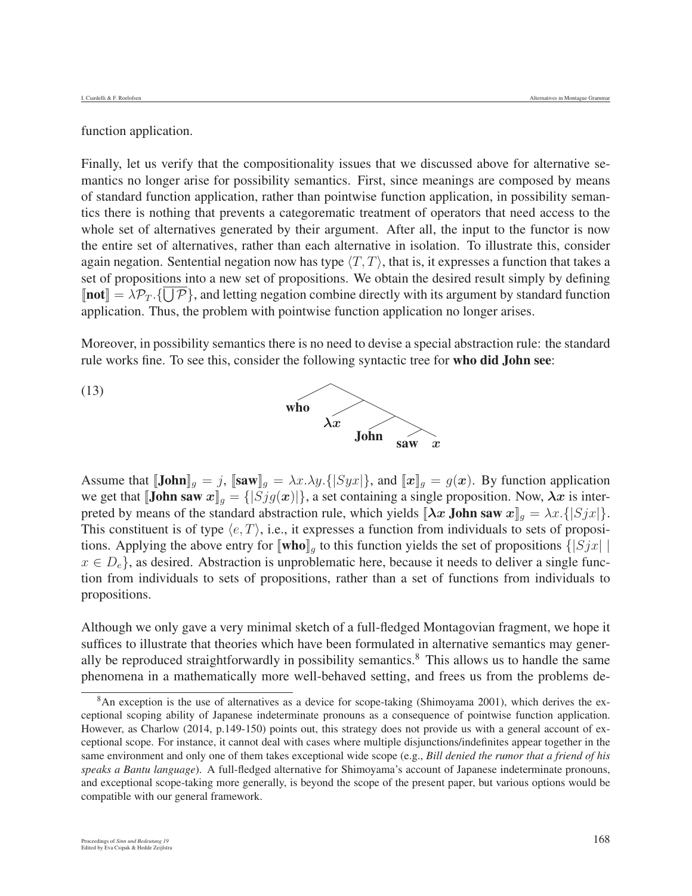function application.

Finally, let us verify that the compositionality issues that we discussed above for alternative semantics no longer arise for possibility semantics. First, since meanings are composed by means of standard function application, rather than pointwise function application, in possibility semantics there is nothing that prevents a categorematic treatment of operators that need access to the whole set of alternatives generated by their argument. After all, the input to the functor is now the entire set of alternatives, rather than each alternative in isolation. To illustrate this, consider again negation. Sentential negation now has type $\langle T,T\rangle$, that is, it expresses a function that takes a set of propositions into a new set of propositions. We obtain the desired result simply by defining $[\![\textbf{not}]\!] = \lambda\mathcal{P}_T.\{\overline{\bigcup\mathcal{P}}\}$, and letting negation combine directly with its argument by standard function application. Thus, the problem with pointwise function application no longer arises.

Moreover, in possibility semantics there is no need to devise a special abstraction rule: the standard rule works fine. To see this, consider the following syntactic tree for **who did John see**:

(13) [**who** [$\boldsymbol{\lambda x}$ [**John** [**saw** $\boldsymbol{x}$]]]]

Assume that $[\![\textbf{John}]\!]_g = j$, $[\![\textbf{saw}]\!]_g = \lambda x.\lambda y.\{|Syx|\}$, and $[\![\boldsymbol{x}]\!]_g = g(\boldsymbol{x})$. By function application we get that $[\![\textbf{John saw } \boldsymbol{x}]\!]_g = \{|Sjg(\boldsymbol{x})|\}$, a set containing a single proposition. Now, $\boldsymbol{\lambda x}$ is interpreted by means of the standard abstraction rule, which yields $[\![\boldsymbol{\lambda x} \textbf{ John saw } \boldsymbol{x}]\!]_g = \lambda x.\{|Sjx|\}$. This constituent is of type $\langle e,T\rangle$, i.e., it expresses a function from individuals to sets of propositions. Applying the above entry for $[\![\textbf{who}]\!]_g$ to this function yields the set of propositions $\{|Sjx| \mid x \in D_e\}$, as desired. Abstraction is unproblematic here, because it needs to deliver a single function from individuals to sets of propositions, rather than a set of functions from individuals to propositions.

Although we only gave a very minimal sketch of a full-fledged Montagovian fragment, we hope it suffices to illustrate that theories which have been formulated in alternative semantics may generally be reproduced straightforwardly in possibility semantics.[8] This allows us to handle the same phenomena in a mathematically more well-behaved setting, and frees us from the problems de-

[8] An exception is the use of alternatives as a device for scope-taking (Shimoyama 2001), which derives the exceptional scoping ability of Japanese indeterminate pronouns as a consequence of pointwise function application. However, as Charlow (2014, p.149-150) points out, this strategy does not provide us with a general account of exceptional scope. For instance, it cannot deal with cases where multiple disjunctions/indefinites appear together in the same environment and only one of them takes exceptional wide scope (e.g., *Bill denied the rumor that a friend of his speaks a Bantu language*). A full-fledged alternative for Shimoyama's account of Japanese indeterminate pronouns, and exceptional scope-taking more generally, is beyond the scope of the present paper, but various options would be compatible with our general framework.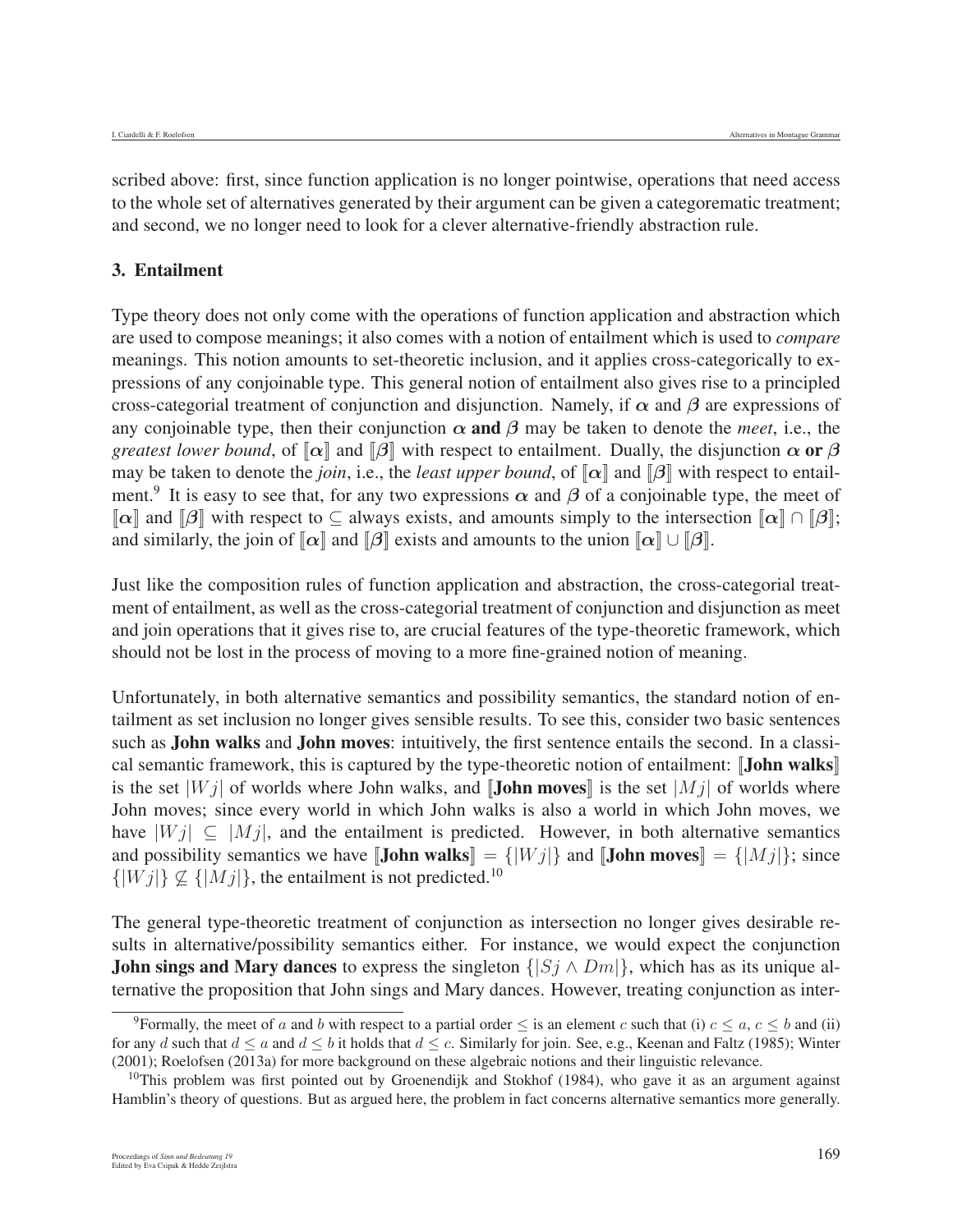scribed above: first, since function application is no longer pointwise, operations that need access to the whole set of alternatives generated by their argument can be given a categorematic treatment; and second, we no longer need to look for a clever alternative-friendly abstraction rule.

### 3. Entailment

Type theory does not only come with the operations of function application and abstraction which are used to compose meanings; it also comes with a notion of entailment which is used to *compare* meanings. This notion amounts to set-theoretic inclusion, and it applies cross-categorically to expressions of any conjoinable type. This general notion of entailment also gives rise to a principled cross-categorial treatment of conjunction and disjunction. Namely, if $\boldsymbol{\alpha}$ and $\boldsymbol{\beta}$ are expressions of any conjoinable type, then their conjunction $\boldsymbol{\alpha}$ **and** $\boldsymbol{\beta}$ may be taken to denote the *meet*, i.e., the *greatest lower bound*, of $[\![\boldsymbol{\alpha}]\!]$ and $[\![\boldsymbol{\beta}]\!]$ with respect to entailment. Dually, the disjunction $\boldsymbol{\alpha}$ **or** $\boldsymbol{\beta}$ may be taken to denote the *join*, i.e., the *least upper bound*, of $[\![\boldsymbol{\alpha}]\!]$ and $[\![\boldsymbol{\beta}]\!]$ with respect to entailment.[9] It is easy to see that, for any two expressions $\boldsymbol{\alpha}$ and $\boldsymbol{\beta}$ of a conjoinable type, the meet of $[\![\boldsymbol{\alpha}]\!]$ and $[\![\boldsymbol{\beta}]\!]$ with respect to $\subseteq$ always exists, and amounts simply to the intersection $[\![\boldsymbol{\alpha}]\!] \cap [\![\boldsymbol{\beta}]\!]$; and similarly, the join of $[\![\boldsymbol{\alpha}]\!]$ and $[\![\boldsymbol{\beta}]\!]$ exists and amounts to the union $[\![\boldsymbol{\alpha}]\!] \cup [\![\boldsymbol{\beta}]\!]$.

Just like the composition rules of function application and abstraction, the cross-categorial treatment of entailment, as well as the cross-categorial treatment of conjunction and disjunction as meet and join operations that it gives rise to, are crucial features of the type-theoretic framework, which should not be lost in the process of moving to a more fine-grained notion of meaning.

Unfortunately, in both alternative semantics and possibility semantics, the standard notion of entailment as set inclusion no longer gives sensible results. To see this, consider two basic sentences such as **John walks** and **John moves**: intuitively, the first sentence entails the second. In a classical semantic framework, this is captured by the type-theoretic notion of entailment: $[\![$**John walks**$]\!]$ is the set $|Wj|$ of worlds where John walks, and $[\![$**John moves**$]\!]$ is the set $|Mj|$ of worlds where John moves; since every world in which John walks is also a world in which John moves, we have $|Wj| \subseteq |Mj|$, and the entailment is predicted. However, in both alternative semantics and possibility semantics we have $[\![$**John walks**$]\!] = \{|Wj|\}$ and $[\![$**John moves**$]\!] = \{|Mj|\}$; since $\{|Wj|\} \not\subseteq \{|Mj|\}$, the entailment is not predicted.[10]

The general type-theoretic treatment of conjunction as intersection no longer gives desirable results in alternative/possibility semantics either. For instance, we would expect the conjunction **John sings and Mary dances** to express the singleton $\{|Sj \wedge Dm|\}$, which has as its unique alternative the proposition that John sings and Mary dances. However, treating conjunction as inter-

---

[9] Formally, the meet of $a$ and $b$ with respect to a partial order $\leq$ is an element $c$ such that (i) $c \leq a$, $c \leq b$ and (ii) for any $d$ such that $d \leq a$ and $d \leq b$ it holds that $d \leq c$. Similarly for join. See, e.g., Keenan and Faltz (1985); Winter (2001); Roelofsen (2013a) for more background on these algebraic notions and their linguistic relevance.

[10] This problem was first pointed out by Groenendijk and Stokhof (1984), who gave it as an argument against Hamblin's theory of questions. But as argued here, the problem in fact concerns alternative semantics more generally.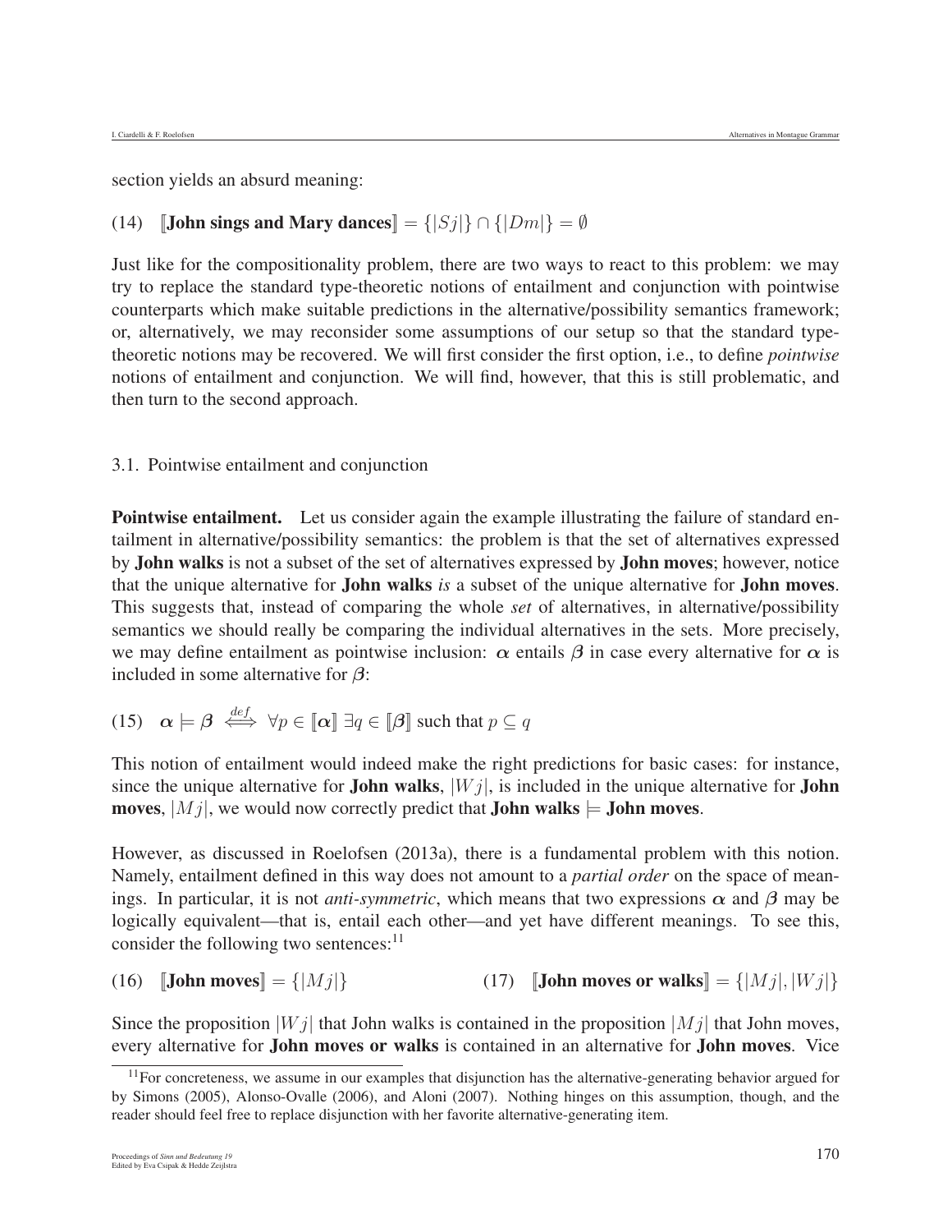section yields an absurd meaning:

(14) $[\![$**John sings and Mary dances**$]\!] = \{|Sj|\} \cap \{|Dm|\} = \emptyset$

Just like for the compositionality problem, there are two ways to react to this problem: we may try to replace the standard type-theoretic notions of entailment and conjunction with pointwise counterparts which make suitable predictions in the alternative/possibility semantics framework; or, alternatively, we may reconsider some assumptions of our setup so that the standard type-theoretic notions may be recovered. We will first consider the first option, i.e., to define *pointwise* notions of entailment and conjunction. We will find, however, that this is still problematic, and then turn to the second approach.

### 3.1. Pointwise entailment and conjunction

**Pointwise entailment.** Let us consider again the example illustrating the failure of standard entailment in alternative/possibility semantics: the problem is that the set of alternatives expressed by **John walks** is not a subset of the set of alternatives expressed by **John moves**; however, notice that the unique alternative for **John walks** *is* a subset of the unique alternative for **John moves**. This suggests that, instead of comparing the whole *set* of alternatives, in alternative/possibility semantics we should really be comparing the individual alternatives in the sets. More precisely, we may define entailment as pointwise inclusion: $\boldsymbol{\alpha}$ entails $\boldsymbol{\beta}$ in case every alternative for $\boldsymbol{\alpha}$ is included in some alternative for $\boldsymbol{\beta}$:

(15) $\boldsymbol{\alpha} \models \boldsymbol{\beta} \overset{def}{\iff} \forall p \in [\![\boldsymbol{\alpha}]\!]\ \exists q \in [\![\boldsymbol{\beta}]\!]$ such that $p \subseteq q$

This notion of entailment would indeed make the right predictions for basic cases: for instance, since the unique alternative for **John walks**, $|Wj|$, is included in the unique alternative for **John moves**, $|Mj|$, we would now correctly predict that **John walks** $\models$ **John moves**.

However, as discussed in Roelofsen (2013a), there is a fundamental problem with this notion. Namely, entailment defined in this way does not amount to a *partial order* on the space of meanings. In particular, it is not *anti-symmetric*, which means that two expressions $\boldsymbol{\alpha}$ and $\boldsymbol{\beta}$ may be logically equivalent—that is, entail each other—and yet have different meanings. To see this, consider the following two sentences:[11]

(16) $[\![$**John moves**$]\!] = \{|Mj|\}$

(17) $[\![$**John moves or walks**$]\!] = \{|Mj|, |Wj|\}$

Since the proposition $|Wj|$ that John walks is contained in the proposition $|Mj|$ that John moves, every alternative for **John moves or walks** is contained in an alternative for **John moves**. Vice

[11] For concreteness, we assume in our examples that disjunction has the alternative-generating behavior argued for by Simons (2005), Alonso-Ovalle (2006), and Aloni (2007). Nothing hinges on this assumption, though, and the reader should feel free to replace disjunction with her favorite alternative-generating item.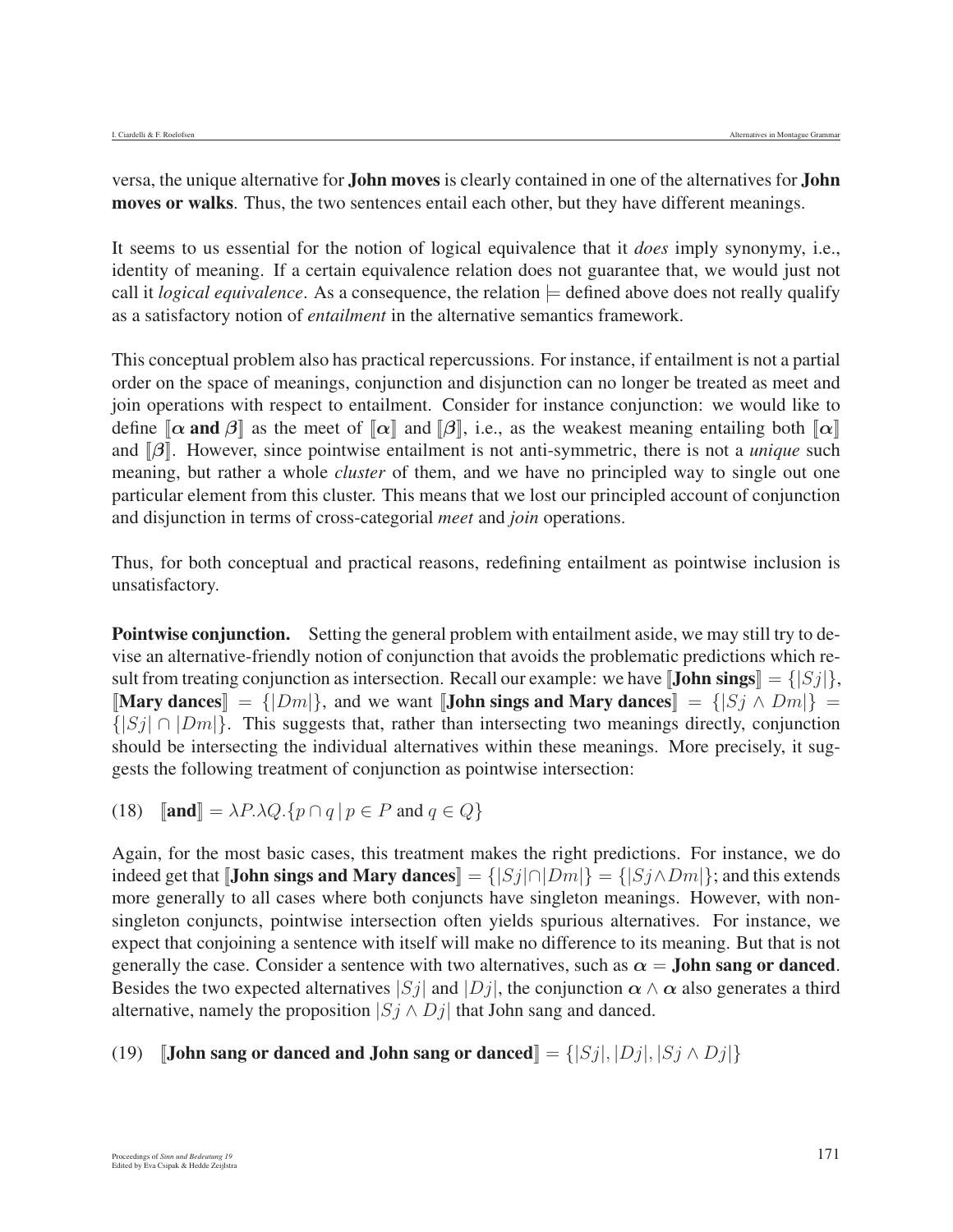versa, the unique alternative for **John moves** is clearly contained in one of the alternatives for **John moves or walks**. Thus, the two sentences entail each other, but they have different meanings.

It seems to us essential for the notion of logical equivalence that it *does* imply synonymy, i.e., identity of meaning. If a certain equivalence relation does not guarantee that, we would just not call it *logical equivalence*. As a consequence, the relation $\models$ defined above does not really qualify as a satisfactory notion of *entailment* in the alternative semantics framework.

This conceptual problem also has practical repercussions. For instance, if entailment is not a partial order on the space of meanings, conjunction and disjunction can no longer be treated as meet and join operations with respect to entailment. Consider for instance conjunction: we would like to define $[\![\boldsymbol{\alpha}\ \textbf{and}\ \boldsymbol{\beta}]\!]$ as the meet of $[\![\boldsymbol{\alpha}]\!]$ and $[\![\boldsymbol{\beta}]\!]$, i.e., as the weakest meaning entailing both $[\![\boldsymbol{\alpha}]\!]$ and $[\![\boldsymbol{\beta}]\!]$. However, since pointwise entailment is not anti-symmetric, there is not a *unique* such meaning, but rather a whole *cluster* of them, and we have no principled way to single out one particular element from this cluster. This means that we lost our principled account of conjunction and disjunction in terms of cross-categorial *meet* and *join* operations.

Thus, for both conceptual and practical reasons, redefining entailment as pointwise inclusion is unsatisfactory.

**Pointwise conjunction.** Setting the general problem with entailment aside, we may still try to devise an alternative-friendly notion of conjunction that avoids the problematic predictions which result from treating conjunction as intersection. Recall our example: we have $[\![\textbf{John sings}]\!] = \{|Sj|\}$, $[\![\textbf{Mary dances}]\!] = \{|Dm|\}$, and we want $[\![\textbf{John sings and Mary dances}]\!] = \{|Sj \wedge Dm|\} = \{|Sj| \cap |Dm|\}$. This suggests that, rather than intersecting two meanings directly, conjunction should be intersecting the individual alternatives within these meanings. More precisely, it suggests the following treatment of conjunction as pointwise intersection:

(18) $[\![\textbf{and}]\!] = \lambda P.\lambda Q.\{p \cap q \mid p \in P \text{ and } q \in Q\}$

Again, for the most basic cases, this treatment makes the right predictions. For instance, we do indeed get that $[\![\textbf{John sings and Mary dances}]\!] = \{|Sj| \cap |Dm|\} = \{|Sj \wedge Dm|\}$; and this extends more generally to all cases where both conjuncts have singleton meanings. However, with non-singleton conjuncts, pointwise intersection often yields spurious alternatives. For instance, we expect that conjoining a sentence with itself will make no difference to its meaning. But that is not generally the case. Consider a sentence with two alternatives, such as $\boldsymbol{\alpha} =$ **John sang or danced**. Besides the two expected alternatives $|Sj|$ and $|Dj|$, the conjunction $\boldsymbol{\alpha} \wedge \boldsymbol{\alpha}$ also generates a third alternative, namely the proposition $|Sj \wedge Dj|$ that John sang and danced.

(19) $[\![\textbf{John sang or danced and John sang or danced}]\!] = \{|Sj|, |Dj|, |Sj \wedge Dj|\}$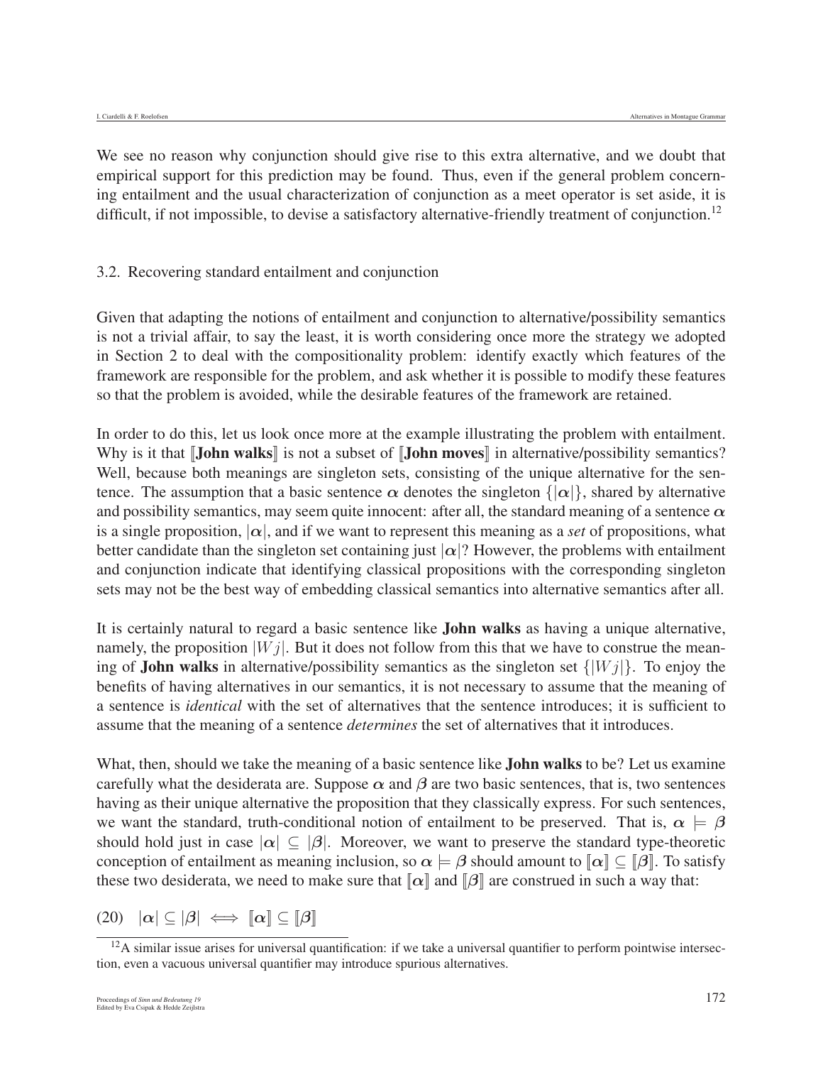We see no reason why conjunction should give rise to this extra alternative, and we doubt that empirical support for this prediction may be found. Thus, even if the general problem concerning entailment and the usual characterization of conjunction as a meet operator is set aside, it is difficult, if not impossible, to devise a satisfactory alternative-friendly treatment of conjunction.[12]

### 3.2. Recovering standard entailment and conjunction

Given that adapting the notions of entailment and conjunction to alternative/possibility semantics is not a trivial affair, to say the least, it is worth considering once more the strategy we adopted in Section 2 to deal with the compositionality problem: identify exactly which features of the framework are responsible for the problem, and ask whether it is possible to modify these features so that the problem is avoided, while the desirable features of the framework are retained.

In order to do this, let us look once more at the example illustrating the problem with entailment. Why is it that $[\![$**John walks**$]\!]$ is not a subset of $[\![$**John moves**$]\!]$ in alternative/possibility semantics? Well, because both meanings are singleton sets, consisting of the unique alternative for the sentence. The assumption that a basic sentence $\alpha$ denotes the singleton $\{|\alpha|\}$, shared by alternative and possibility semantics, may seem quite innocent: after all, the standard meaning of a sentence $\alpha$ is a single proposition, $|\alpha|$, and if we want to represent this meaning as a *set* of propositions, what better candidate than the singleton set containing just $|\alpha|$? However, the problems with entailment and conjunction indicate that identifying classical propositions with the corresponding singleton sets may not be the best way of embedding classical semantics into alternative semantics after all.

It is certainly natural to regard a basic sentence like **John walks** as having a unique alternative, namely, the proposition $|Wj|$. But it does not follow from this that we have to construe the meaning of **John walks** in alternative/possibility semantics as the singleton set $\{|Wj|\}$. To enjoy the benefits of having alternatives in our semantics, it is not necessary to assume that the meaning of a sentence is *identical* with the set of alternatives that the sentence introduces; it is sufficient to assume that the meaning of a sentence *determines* the set of alternatives that it introduces.

What, then, should we take the meaning of a basic sentence like **John walks** to be? Let us examine carefully what the desiderata are. Suppose $\alpha$ and $\beta$ are two basic sentences, that is, two sentences having as their unique alternative the proposition that they classically express. For such sentences, we want the standard, truth-conditional notion of entailment to be preserved. That is, $\alpha \models \beta$ should hold just in case $|\alpha| \subseteq |\beta|$. Moreover, we want to preserve the standard type-theoretic conception of entailment as meaning inclusion, so $\alpha \models \beta$ should amount to $[\![\alpha]\!] \subseteq [\![\beta]\!]$. To satisfy these two desiderata, we need to make sure that $[\![\alpha]\!]$ and $[\![\beta]\!]$ are construed in such a way that:

(20) $|\alpha| \subseteq |\beta| \iff [\![\alpha]\!] \subseteq [\![\beta]\!]$

[12] A similar issue arises for universal quantification: if we take a universal quantifier to perform pointwise intersection, even a vacuous universal quantifier may introduce spurious alternatives.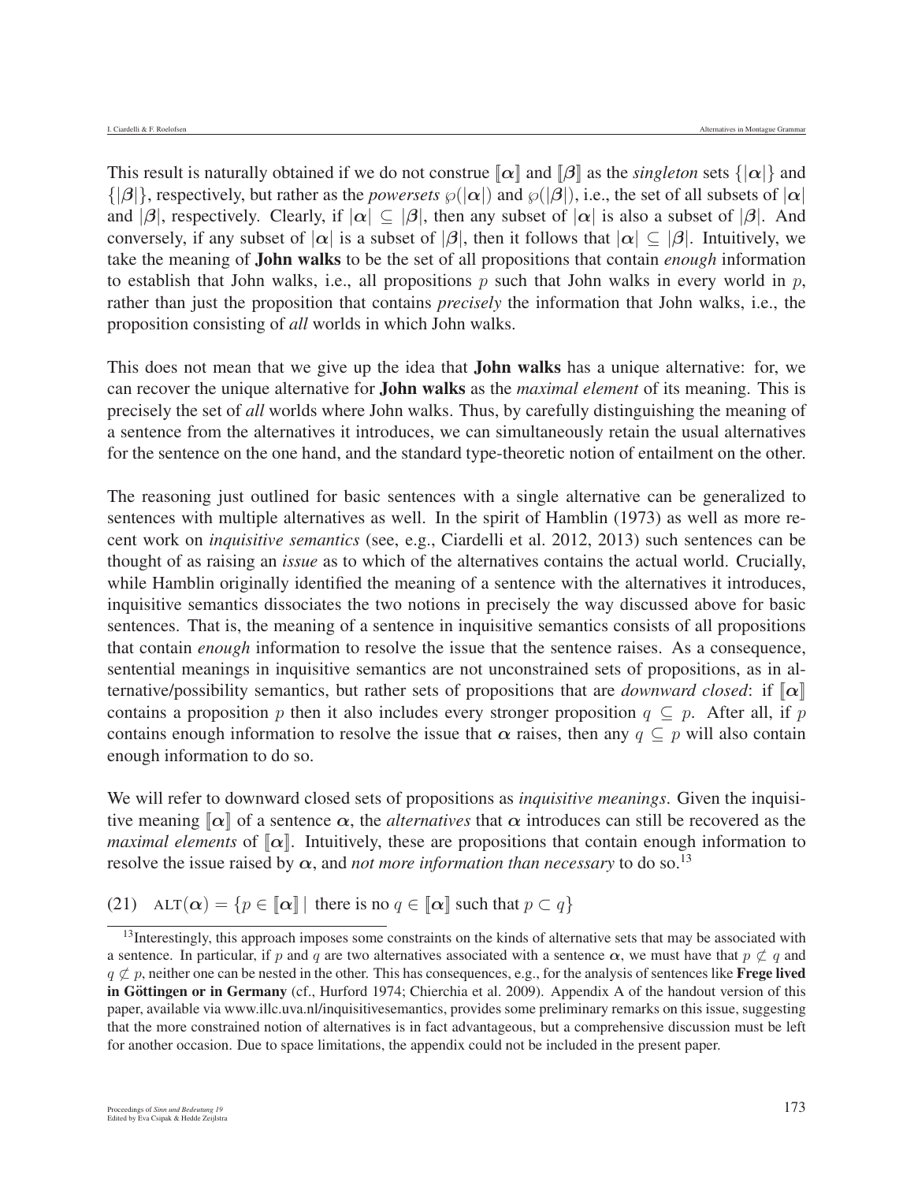This result is naturally obtained if we do not construe $[\![\boldsymbol{\alpha}]\!]$ and $[\![\boldsymbol{\beta}]\!]$ as the *singleton* sets $\{|\boldsymbol{\alpha}|\}$ and $\{|\boldsymbol{\beta}|\}$, respectively, but rather as the *powersets* $\wp(|\boldsymbol{\alpha}|)$ and $\wp(|\boldsymbol{\beta}|)$, i.e., the set of all subsets of $|\boldsymbol{\alpha}|$ and $|\boldsymbol{\beta}|$, respectively. Clearly, if $|\boldsymbol{\alpha}| \subseteq |\boldsymbol{\beta}|$, then any subset of $|\boldsymbol{\alpha}|$ is also a subset of $|\boldsymbol{\beta}|$. And conversely, if any subset of $|\boldsymbol{\alpha}|$ is a subset of $|\boldsymbol{\beta}|$, then it follows that $|\boldsymbol{\alpha}| \subseteq |\boldsymbol{\beta}|$. Intuitively, we take the meaning of **John walks** to be the set of all propositions that contain *enough* information to establish that John walks, i.e., all propositions $p$ such that John walks in every world in $p$, rather than just the proposition that contains *precisely* the information that John walks, i.e., the proposition consisting of *all* worlds in which John walks.

This does not mean that we give up the idea that **John walks** has a unique alternative: for, we can recover the unique alternative for **John walks** as the *maximal element* of its meaning. This is precisely the set of *all* worlds where John walks. Thus, by carefully distinguishing the meaning of a sentence from the alternatives it introduces, we can simultaneously retain the usual alternatives for the sentence on the one hand, and the standard type-theoretic notion of entailment on the other.

The reasoning just outlined for basic sentences with a single alternative can be generalized to sentences with multiple alternatives as well. In the spirit of Hamblin (1973) as well as more recent work on *inquisitive semantics* (see, e.g., Ciardelli et al. 2012, 2013) such sentences can be thought of as raising an *issue* as to which of the alternatives contains the actual world. Crucially, while Hamblin originally identified the meaning of a sentence with the alternatives it introduces, inquisitive semantics dissociates the two notions in precisely the way discussed above for basic sentences. That is, the meaning of a sentence in inquisitive semantics consists of all propositions that contain *enough* information to resolve the issue that the sentence raises. As a consequence, sentential meanings in inquisitive semantics are not unconstrained sets of propositions, as in alternative/possibility semantics, but rather sets of propositions that are *downward closed*: if $[\![\boldsymbol{\alpha}]\!]$ contains a proposition $p$ then it also includes every stronger proposition $q \subseteq p$. After all, if $p$ contains enough information to resolve the issue that $\boldsymbol{\alpha}$ raises, then any $q \subseteq p$ will also contain enough information to do so.

We will refer to downward closed sets of propositions as *inquisitive meanings*. Given the inquisitive meaning $[\![\boldsymbol{\alpha}]\!]$ of a sentence $\boldsymbol{\alpha}$, the *alternatives* that $\boldsymbol{\alpha}$ introduces can still be recovered as the *maximal elements* of $[\![\boldsymbol{\alpha}]\!]$. Intuitively, these are propositions that contain enough information to resolve the issue raised by $\boldsymbol{\alpha}$, and *not more information than necessary* to do so.[13]

(21) $\text{ALT}(\boldsymbol{\alpha}) = \{p \in [\![\boldsymbol{\alpha}]\!] \mid \text{ there is no } q \in [\![\boldsymbol{\alpha}]\!] \text{ such that } p \subset q\}$

[13] Interestingly, this approach imposes some constraints on the kinds of alternative sets that may be associated with a sentence. In particular, if $p$ and $q$ are two alternatives associated with a sentence $\boldsymbol{\alpha}$, we must have that $p \not\subset q$ and $q \not\subset p$, neither one can be nested in the other. This has consequences, e.g., for the analysis of sentences like **Frege lived in Göttingen or in Germany** (cf., Hurford 1974; Chierchia et al. 2009). Appendix A of the handout version of this paper, available via www.illc.uva.nl/inquisitivesemantics, provides some preliminary remarks on this issue, suggesting that the more constrained notion of alternatives is in fact advantageous, but a comprehensive discussion must be left for another occasion. Due to space limitations, the appendix could not be included in the present paper.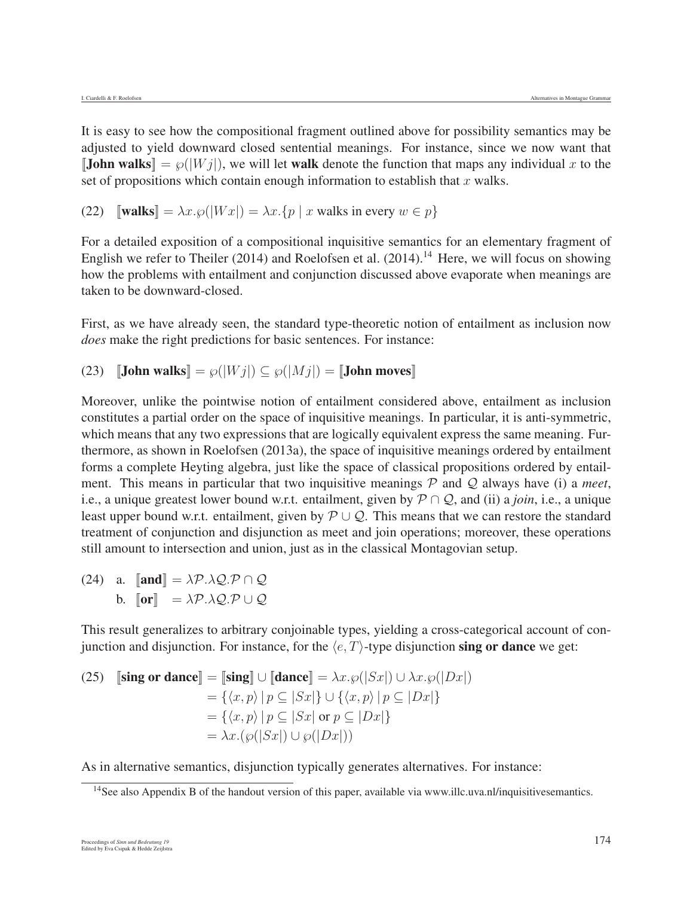It is easy to see how the compositional fragment outlined above for possibility semantics may be adjusted to yield downward closed sentential meanings. For instance, since we now want that $[\![\textbf{John walks}]\!] = \wp(|Wj|)$, we will let **walk** denote the function that maps any individual $x$ to the set of propositions which contain enough information to establish that $x$ walks.

(22) $[\![\textbf{walks}]\!] = \lambda x.\wp(|Wx|) = \lambda x.\{p \mid x \text{ walks in every } w \in p\}$

For a detailed exposition of a compositional inquisitive semantics for an elementary fragment of English we refer to Theiler (2014) and Roelofsen et al. (2014).[14] Here, we will focus on showing how the problems with entailment and conjunction discussed above evaporate when meanings are taken to be downward-closed.

First, as we have already seen, the standard type-theoretic notion of entailment as inclusion now *does* make the right predictions for basic sentences. For instance:

(23) $[\![\textbf{John walks}]\!] = \wp(|Wj|) \subseteq \wp(|Mj|) = [\![\textbf{John moves}]\!]$

Moreover, unlike the pointwise notion of entailment considered above, entailment as inclusion constitutes a partial order on the space of inquisitive meanings. In particular, it is anti-symmetric, which means that any two expressions that are logically equivalent express the same meaning. Furthermore, as shown in Roelofsen (2013a), the space of inquisitive meanings ordered by entailment forms a complete Heyting algebra, just like the space of classical propositions ordered by entailment. This means in particular that two inquisitive meanings $\mathcal{P}$ and $\mathcal{Q}$ always have (i) a *meet*, i.e., a unique greatest lower bound w.r.t. entailment, given by $\mathcal{P} \cap \mathcal{Q}$, and (ii) a *join*, i.e., a unique least upper bound w.r.t. entailment, given by $\mathcal{P} \cup \mathcal{Q}$. This means that we can restore the standard treatment of conjunction and disjunction as meet and join operations; moreover, these operations still amount to intersection and union, just as in the classical Montagovian setup.

(24) a. $[\![\textbf{and}]\!] = \lambda \mathcal{P}.\lambda \mathcal{Q}.\mathcal{P} \cap \mathcal{Q}$

b. $[\![\textbf{or}]\!] = \lambda \mathcal{P}.\lambda \mathcal{Q}.\mathcal{P} \cup \mathcal{Q}$

This result generalizes to arbitrary conjoinable types, yielding a cross-categorical account of conjunction and disjunction. For instance, for the $\langle e, T\rangle$-type disjunction **sing or dance** we get:

(25)
$$
\begin{aligned}
[\![\textbf{sing or dance}]\!] &= [\![\textbf{sing}]\!] \cup [\![\textbf{dance}]\!] = \lambda x.\wp(|Sx|) \cup \lambda x.\wp(|Dx|) \\
&= \{\langle x, p\rangle \mid p \subseteq |Sx|\} \cup \{\langle x, p\rangle \mid p \subseteq |Dx|\} \\
&= \{\langle x, p\rangle \mid p \subseteq |Sx| \text{ or } p \subseteq |Dx|\} \\
&= \lambda x.(\wp(|Sx|) \cup \wp(|Dx|))
\end{aligned}
$$

As in alternative semantics, disjunction typically generates alternatives. For instance:

[14] See also Appendix B of the handout version of this paper, available via www.illc.uva.nl/inquisitivesemantics.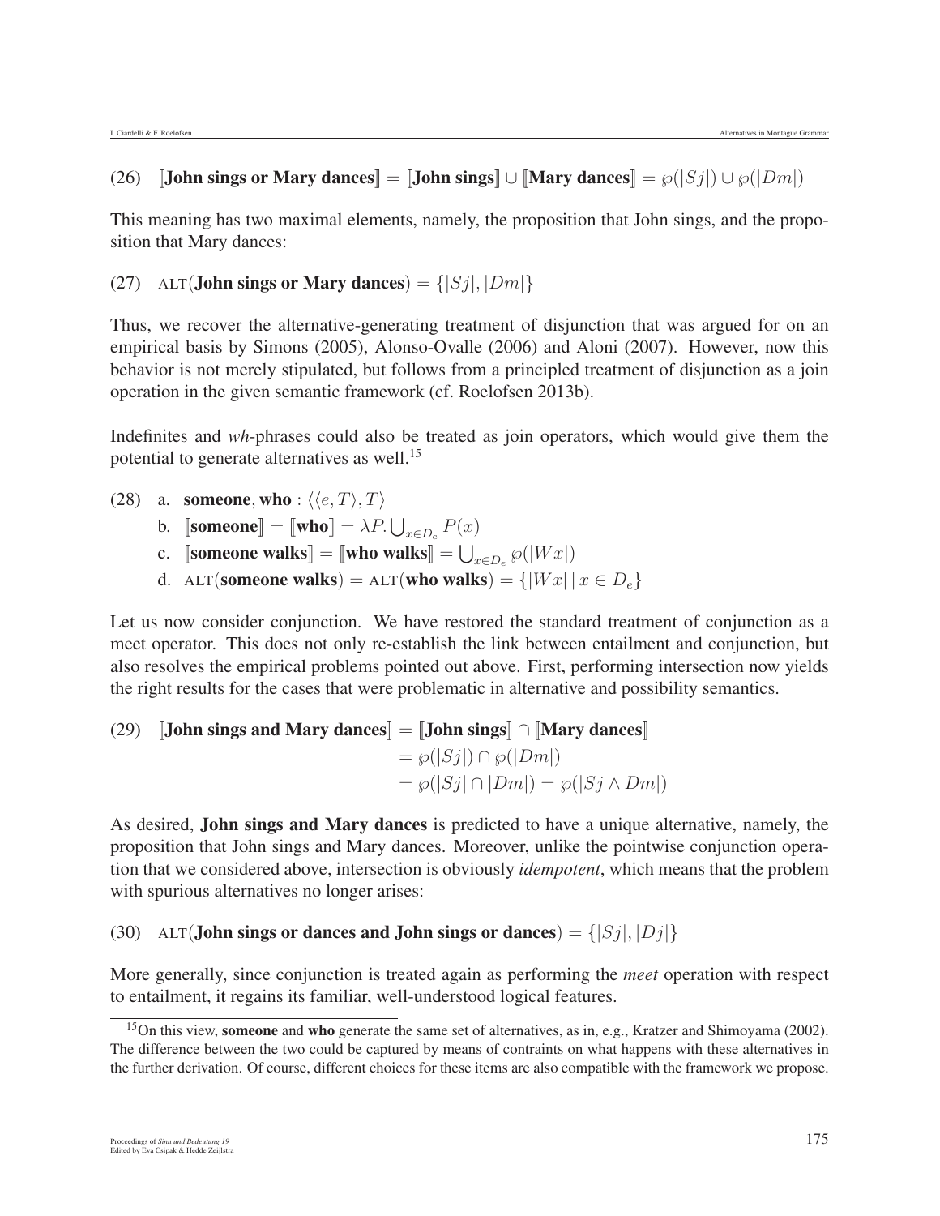(26) $[\![\textbf{John sings or Mary dances}]\!] = [\![\textbf{John sings}]\!] \cup [\![\textbf{Mary dances}]\!] = \wp(|Sj|) \cup \wp(|Dm|)$

This meaning has two maximal elements, namely, the proposition that John sings, and the proposition that Mary dances:

(27) $\textsc{alt}(\textbf{John sings or Mary dances}) = \{|Sj|, |Dm|\}$

Thus, we recover the alternative-generating treatment of disjunction that was argued for on an empirical basis by Simons (2005), Alonso-Ovalle (2006) and Aloni (2007). However, now this behavior is not merely stipulated, but follows from a principled treatment of disjunction as a join operation in the given semantic framework (cf. Roelofsen 2013b).

Indefinites and *wh*-phrases could also be treated as join operators, which would give them the potential to generate alternatives as well.[15]

(28) a. **someone**, **who** : $\langle\langle e, T\rangle, T\rangle$
b. $[\![\textbf{someone}]\!] = [\![\textbf{who}]\!] = \lambda P. \bigcup_{x \in D_e} P(x)$
c. $[\![\textbf{someone walks}]\!] = [\![\textbf{who walks}]\!] = \bigcup_{x \in D_e} \wp(|Wx|)$
d. $\textsc{alt}(\textbf{someone walks}) = \textsc{alt}(\textbf{who walks}) = \{|Wx| \mid x \in D_e\}$

Let us now consider conjunction. We have restored the standard treatment of conjunction as a meet operator. This does not only re-establish the link between entailment and conjunction, but also resolves the empirical problems pointed out above. First, performing intersection now yields the right results for the cases that were problematic in alternative and possibility semantics.

(29)
$$\begin{aligned} [\![\textbf{John sings and Mary dances}]\!] &= [\![\textbf{John sings}]\!] \cap [\![\textbf{Mary dances}]\!] \\ &= \wp(|Sj|) \cap \wp(|Dm|) \\ &= \wp(|Sj| \cap |Dm|) = \wp(|Sj \wedge Dm|) \end{aligned}$$

As desired, **John sings and Mary dances** is predicted to have a unique alternative, namely, the proposition that John sings and Mary dances. Moreover, unlike the pointwise conjunction operation that we considered above, intersection is obviously *idempotent*, which means that the problem with spurious alternatives no longer arises:

(30) $\textsc{alt}(\textbf{John sings or dances and John sings or dances}) = \{|Sj|, |Dj|\}$

More generally, since conjunction is treated again as performing the *meet* operation with respect to entailment, it regains its familiar, well-understood logical features.

[15] On this view, **someone** and **who** generate the same set of alternatives, as in, e.g., Kratzer and Shimoyama (2002). The difference between the two could be captured by means of contraints on what happens with these alternatives in the further derivation. Of course, different choices for these items are also compatible with the framework we propose.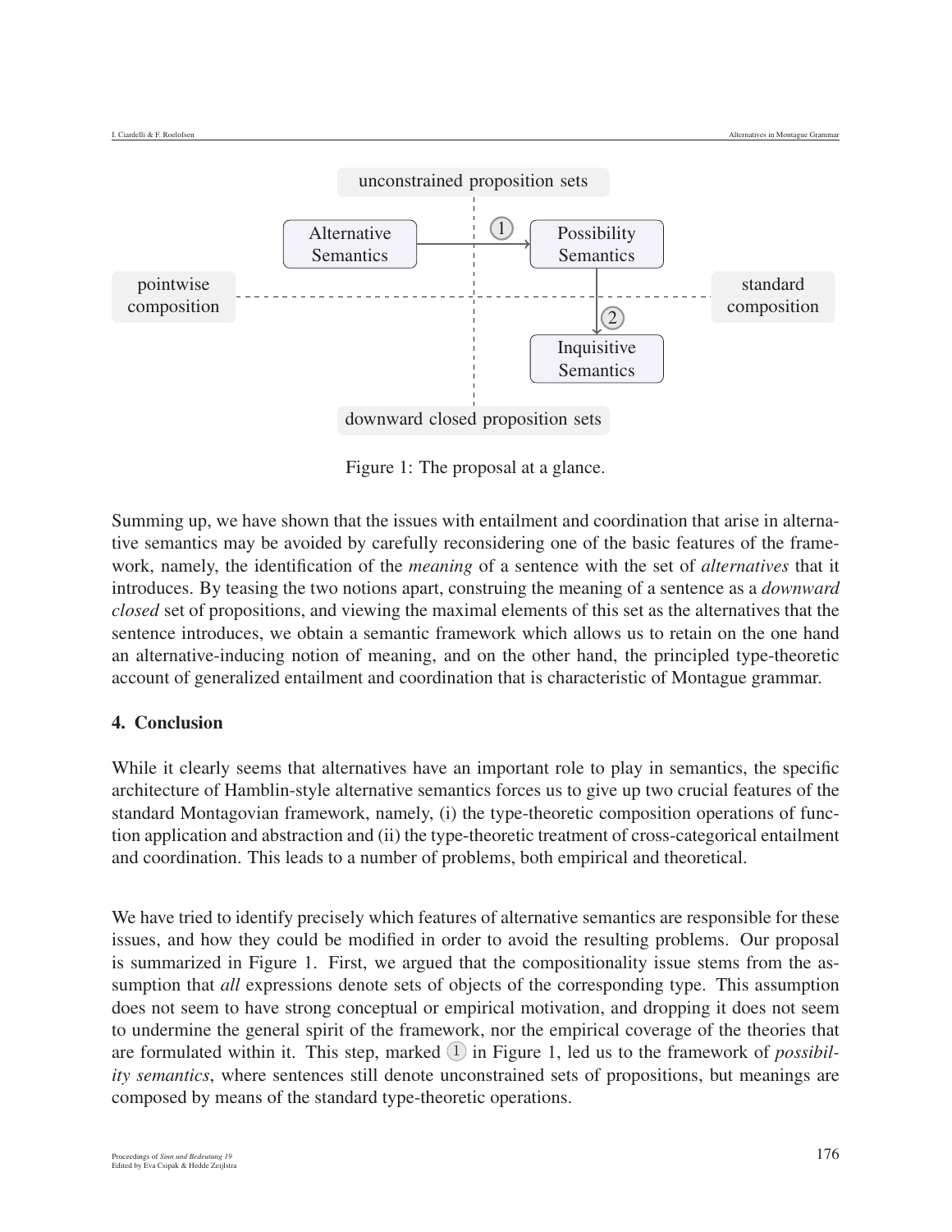unconstrained proposition sets

Alternative Semantics → (1) → Possibility Semantics → (2) → Inquisitive Semantics

pointwise composition | standard composition

downward closed proposition sets

Figure 1: The proposal at a glance.

Summing up, we have shown that the issues with entailment and coordination that arise in alternative semantics may be avoided by carefully reconsidering one of the basic features of the framework, namely, the identification of the *meaning* of a sentence with the set of *alternatives* that it introduces. By teasing the two notions apart, construing the meaning of a sentence as a *downward closed* set of propositions, and viewing the maximal elements of this set as the alternatives that the sentence introduces, we obtain a semantic framework which allows us to retain on the one hand an alternative-inducing notion of meaning, and on the other hand, the principled type-theoretic account of generalized entailment and coordination that is characteristic of Montague grammar.

## 4. Conclusion

While it clearly seems that alternatives have an important role to play in semantics, the specific architecture of Hamblin-style alternative semantics forces us to give up two crucial features of the standard Montagovian framework, namely, (i) the type-theoretic composition operations of function application and abstraction and (ii) the type-theoretic treatment of cross-categorical entailment and coordination. This leads to a number of problems, both empirical and theoretical.

We have tried to identify precisely which features of alternative semantics are responsible for these issues, and how they could be modified in order to avoid the resulting problems. Our proposal is summarized in Figure 1. First, we argued that the compositionality issue stems from the assumption that *all* expressions denote sets of objects of the corresponding type. This assumption does not seem to have strong conceptual or empirical motivation, and dropping it does not seem to undermine the general spirit of the framework, nor the empirical coverage of the theories that are formulated within it. This step, marked (1) in Figure 1, led us to the framework of *possibility semantics*, where sentences still denote unconstrained sets of propositions, but meanings are composed by means of the standard type-theoretic operations.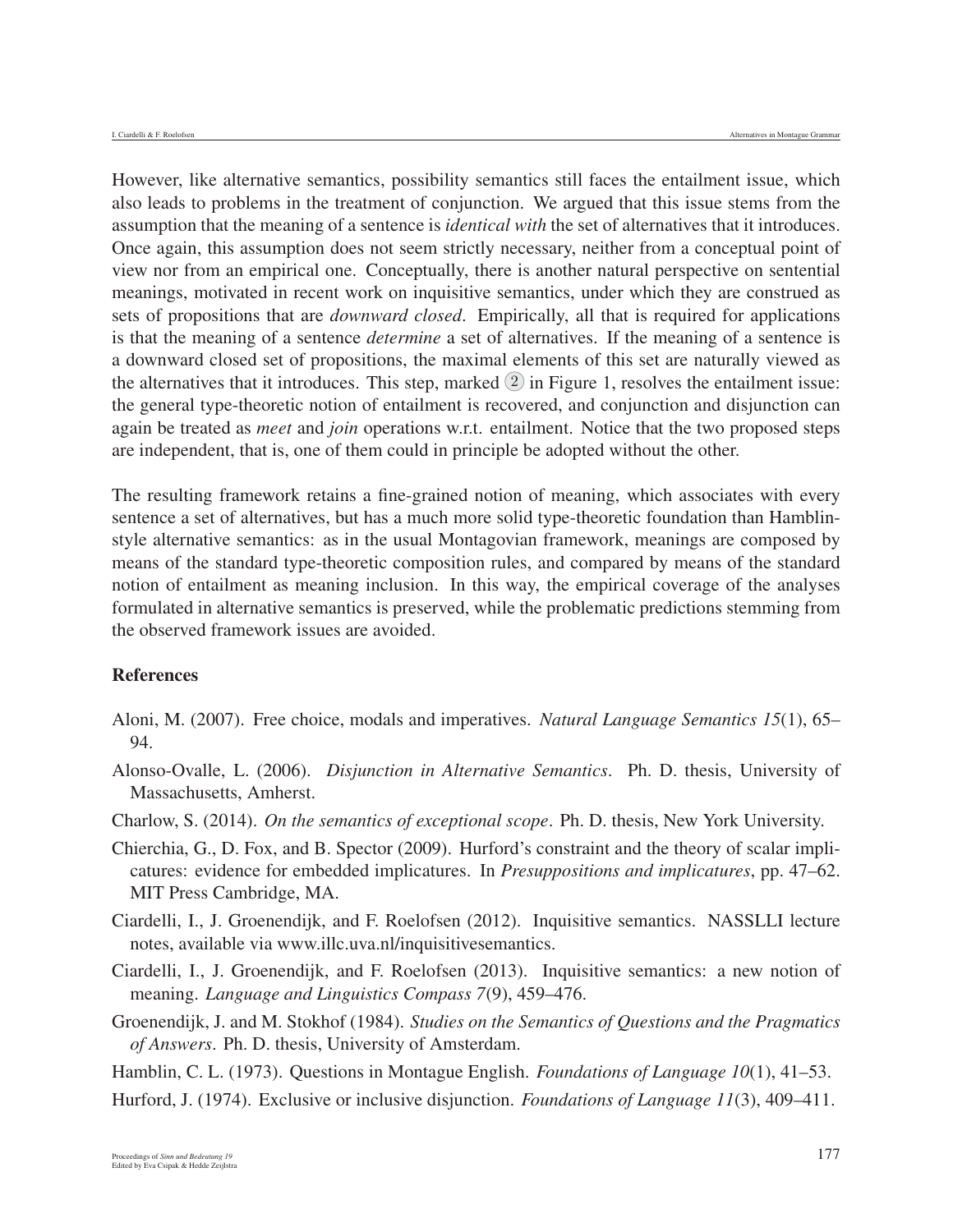However, like alternative semantics, possibility semantics still faces the entailment issue, which also leads to problems in the treatment of conjunction. We argued that this issue stems from the assumption that the meaning of a sentence is *identical with* the set of alternatives that it introduces. Once again, this assumption does not seem strictly necessary, neither from a conceptual point of view nor from an empirical one. Conceptually, there is another natural perspective on sentential meanings, motivated in recent work on inquisitive semantics, under which they are construed as sets of propositions that are *downward closed*. Empirically, all that is required for applications is that the meaning of a sentence *determine* a set of alternatives. If the meaning of a sentence is a downward closed set of propositions, the maximal elements of this set are naturally viewed as the alternatives that it introduces. This step, marked ② in Figure 1, resolves the entailment issue: the general type-theoretic notion of entailment is recovered, and conjunction and disjunction can again be treated as *meet* and *join* operations w.r.t. entailment. Notice that the two proposed steps are independent, that is, one of them could in principle be adopted without the other.

The resulting framework retains a fine-grained notion of meaning, which associates with every sentence a set of alternatives, but has a much more solid type-theoretic foundation than Hamblin-style alternative semantics: as in the usual Montagovian framework, meanings are composed by means of the standard type-theoretic composition rules, and compared by means of the standard notion of entailment as meaning inclusion. In this way, the empirical coverage of the analyses formulated in alternative semantics is preserved, while the problematic predictions stemming from the observed framework issues are avoided.

## References

Aloni, M. (2007). Free choice, modals and imperatives. *Natural Language Semantics 15*(1), 65–94.

Alonso-Ovalle, L. (2006). *Disjunction in Alternative Semantics*. Ph. D. thesis, University of Massachusetts, Amherst.

Charlow, S. (2014). *On the semantics of exceptional scope*. Ph. D. thesis, New York University.

Chierchia, G., D. Fox, and B. Spector (2009). Hurford's constraint and the theory of scalar implicatures: evidence for embedded implicatures. In *Presuppositions and implicatures*, pp. 47–62. MIT Press Cambridge, MA.

Ciardelli, I., J. Groenendijk, and F. Roelofsen (2012). Inquisitive semantics. NASSLLI lecture notes, available via www.illc.uva.nl/inquisitivesemantics.

Ciardelli, I., J. Groenendijk, and F. Roelofsen (2013). Inquisitive semantics: a new notion of meaning. *Language and Linguistics Compass 7*(9), 459–476.

Groenendijk, J. and M. Stokhof (1984). *Studies on the Semantics of Questions and the Pragmatics of Answers*. Ph. D. thesis, University of Amsterdam.

Hamblin, C. L. (1973). Questions in Montague English. *Foundations of Language 10*(1), 41–53.

Hurford, J. (1974). Exclusive or inclusive disjunction. *Foundations of Language 11*(3), 409–411.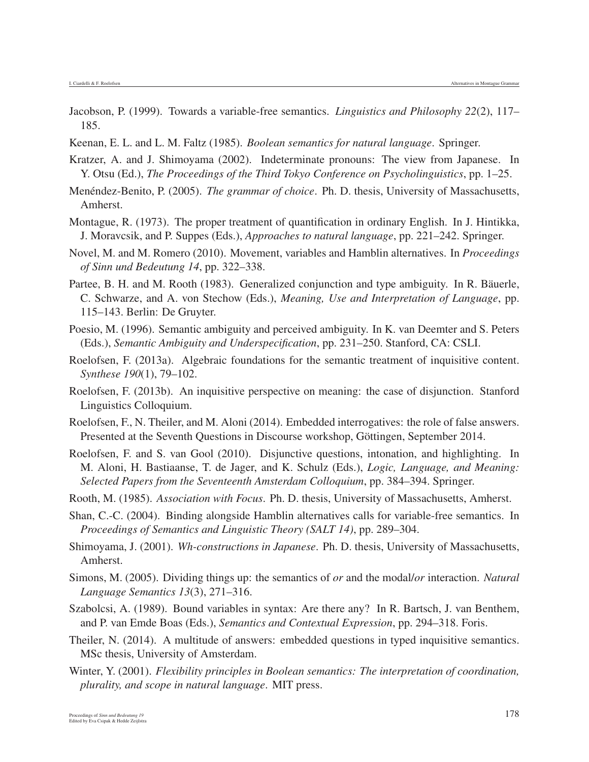Jacobson, P. (1999). Towards a variable-free semantics. *Linguistics and Philosophy 22*(2), 117–185.

Keenan, E. L. and L. M. Faltz (1985). *Boolean semantics for natural language*. Springer.

Kratzer, A. and J. Shimoyama (2002). Indeterminate pronouns: The view from Japanese. In Y. Otsu (Ed.), *The Proceedings of the Third Tokyo Conference on Psycholinguistics*, pp. 1–25.

Menéndez-Benito, P. (2005). *The grammar of choice*. Ph. D. thesis, University of Massachusetts, Amherst.

Montague, R. (1973). The proper treatment of quantification in ordinary English. In J. Hintikka, J. Moravcsik, and P. Suppes (Eds.), *Approaches to natural language*, pp. 221–242. Springer.

Novel, M. and M. Romero (2010). Movement, variables and Hamblin alternatives. In *Proceedings of Sinn und Bedeutung 14*, pp. 322–338.

Partee, B. H. and M. Rooth (1983). Generalized conjunction and type ambiguity. In R. Bäuerle, C. Schwarze, and A. von Stechow (Eds.), *Meaning, Use and Interpretation of Language*, pp. 115–143. Berlin: De Gruyter.

Poesio, M. (1996). Semantic ambiguity and perceived ambiguity. In K. van Deemter and S. Peters (Eds.), *Semantic Ambiguity and Underspecification*, pp. 231–250. Stanford, CA: CSLI.

Roelofsen, F. (2013a). Algebraic foundations for the semantic treatment of inquisitive content. *Synthese 190*(1), 79–102.

Roelofsen, F. (2013b). An inquisitive perspective on meaning: the case of disjunction. Stanford Linguistics Colloquium.

Roelofsen, F., N. Theiler, and M. Aloni (2014). Embedded interrogatives: the role of false answers. Presented at the Seventh Questions in Discourse workshop, Göttingen, September 2014.

Roelofsen, F. and S. van Gool (2010). Disjunctive questions, intonation, and highlighting. In M. Aloni, H. Bastiaanse, T. de Jager, and K. Schulz (Eds.), *Logic, Language, and Meaning: Selected Papers from the Seventeenth Amsterdam Colloquium*, pp. 384–394. Springer.

Rooth, M. (1985). *Association with Focus*. Ph. D. thesis, University of Massachusetts, Amherst.

Shan, C.-C. (2004). Binding alongside Hamblin alternatives calls for variable-free semantics. In *Proceedings of Semantics and Linguistic Theory (SALT 14)*, pp. 289–304.

Shimoyama, J. (2001). *Wh-constructions in Japanese*. Ph. D. thesis, University of Massachusetts, Amherst.

Simons, M. (2005). Dividing things up: the semantics of *or* and the modal/*or* interaction. *Natural Language Semantics 13*(3), 271–316.

Szabolcsi, A. (1989). Bound variables in syntax: Are there any? In R. Bartsch, J. van Benthem, and P. van Emde Boas (Eds.), *Semantics and Contextual Expression*, pp. 294–318. Foris.

Theiler, N. (2014). A multitude of answers: embedded questions in typed inquisitive semantics. MSc thesis, University of Amsterdam.

Winter, Y. (2001). *Flexibility principles in Boolean semantics: The interpretation of coordination, plurality, and scope in natural language*. MIT press.